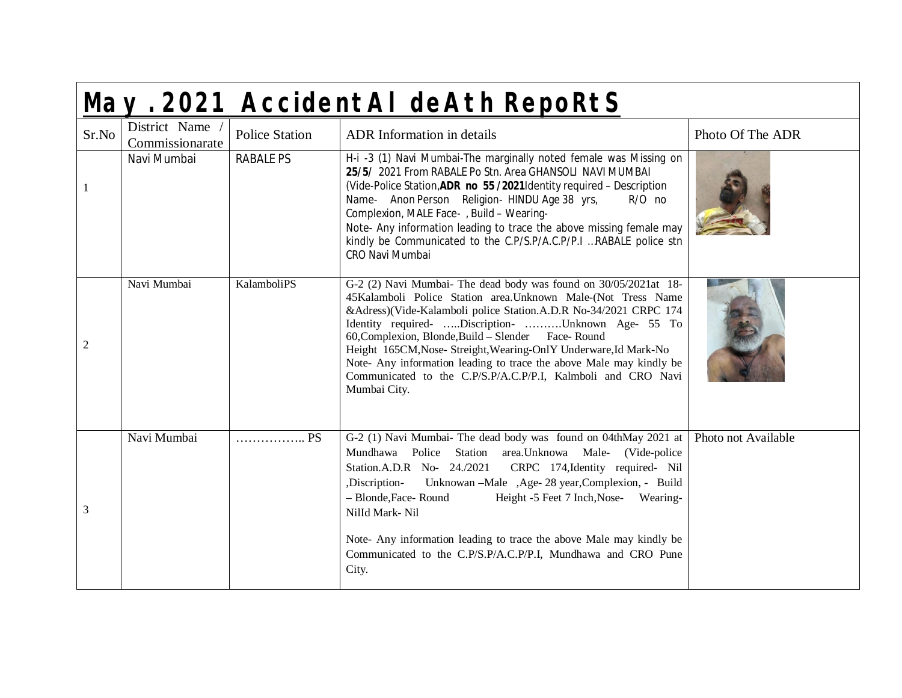# May .2021 AccidentAl deAth RepoRtS

| Sr.No | District Name / Commissionarate | Police Station | ADR Information in details | Photo Of The ADR |
|---|---|---|---|---|
| 1 | Navi Mumbai | RABALE PS | H-i -3 (1) Navi Mumbai-The marginally noted female was Missing on **25/5/** 2021 From RABALE Po Stn. Area GHANSOLI NAVI MUMBAI (Vide-Police Station,**ADR no 55 /2021**Identity required – Description Name- Anon Person Religion- HINDU Age 38 yrs, R/O no Complexion, MALE Face- , Build – Wearing- Note- Any information leading to trace the above missing female may kindly be Communicated to the C.P/S.P/A.C.P/P.I ...RABALE police stn CRO Navi Mumbai | |
| 2 | Navi Mumbai | KalamboliPS | G-2 (2) Navi Mumbai- The dead body was found on 30/05/2021at 18-45Kalamboli Police Station area.Unknown Male-(Not Tress Name &Adress)(Vide-Kalamboli police Station.A.D.R No-34/2021 CRPC 174 Identity required- .....Discription- ..........Unknown Age- 55 To 60,Complexion, Blonde,Build – Slender Face- Round Height 165CM,Nose- Streight,Wearing-OnlY Underware,Id Mark-No Note- Any information leading to trace the above Male may kindly be Communicated to the C.P/S.P/A.C.P/P.I, Kalmboli and CRO Navi Mumbai City. | |
| 3 | Navi Mumbai | ................ PS | G-2 (1) Navi Mumbai- The dead body was found on 04thMay 2021 at Mundhawa Police Station area.Unknowa Male- (Vide-police Station.A.D.R No- 24./2021 CRPC 174,Identity required- Nil ,Discription- Unknowan –Male ,Age- 28 year,Complexion, - Build – Blonde,Face- Round Height -5 Feet 7 Inch,Nose- Wearing- NilId Mark- Nil<br><br>Note- Any information leading to trace the above Male may kindly be Communicated to the C.P/S.P/A.C.P/P.I, Mundhawa and CRO Pune City. | Photo not Available |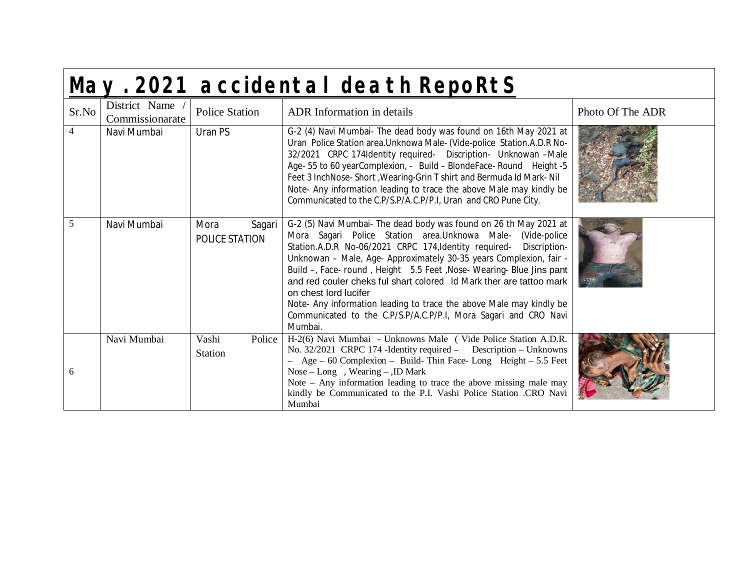# May .2021 accidental death RepoRtS

| Sr.No | District Name / Commissionarate | Police Station | ADR Information in details | Photo Of The ADR |
|---|---|---|---|---|
| 4 | Navi Mumbai | Uran PS | G-2 (4) Navi Mumbai- The dead body was found on 16th May 2021 at Uran Police Station area.Unknowa Male- (Vide-police Station.A.D.R No-32/2021 CRPC 174Identity required- Discription- Unknowan –Male Age- 55 to 60 yearComplexion, - Build – BlondeFace- Round Height -5 Feet 3 InchNose- Short ,Wearing-Grin T shirt and Bermuda Id Mark- Nil Note- Any information leading to trace the above Male may kindly be Communicated to the C.P/S.P/A.C.P/P.I, Uran and CRO Pune City. | |
| 5 | Navi Mumbai | Mora Sagari POLICE STATION | G-2 (5) Navi Mumbai- The dead body was found on 26 th May 2021 at Mora Sagari Police Station area.Unknowa Male- (Vide-police Station.A.D.R No-06/2021 CRPC 174,Identity required- Discription- Unknowan – Male, Age- Approximately 30-35 years Complexion, fair - Build –, Face- round , Height 5.5 Feet ,Nose- Wearing- Blue Jins pant and red couler cheks ful shart colored Id Mark ther are tattoo mark on chest lord lucifer<br>Note- Any information leading to trace the above Male may kindly be Communicated to the C.P/S.P/A.C.P/P.I, Mora Sagari and CRO Navi Mumbai. | |
| 6 | Navi Mumbai | Vashi Police Station | H-2(6) Navi Mumbai - Unknowns Male ( Vide Police Station A.D.R. No. 32/2021 CRPC 174 -Identity required – Description – Unknowns – Age – 60 Complexion – Build- Thin Face- Long Height – 5.5 Feet Nose – Long , Wearing – ,ID Mark<br>Note – Any information leading to trace the above missing male may kindly be Communicated to the P.I. Vashi Police Station .CRO Navi Mumbai | |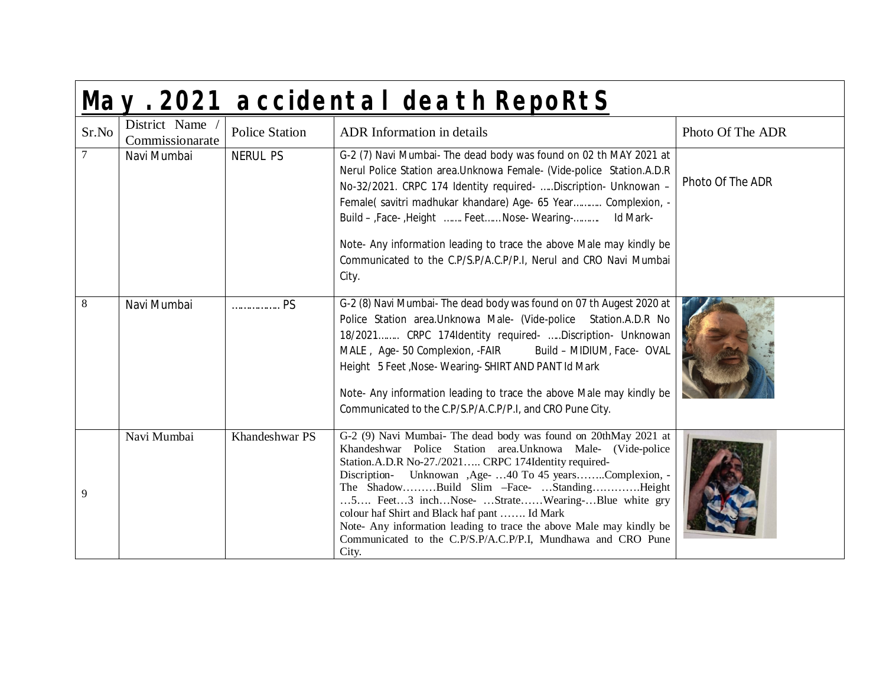# May .2021 accidental death RepoRtS

| Sr.No | District Name / Commissionarate | Police Station | ADR Information in details | Photo Of The ADR |
|---|---|---|---|---|
| 7 | Navi Mumbai | NERUL PS | G-2 (7) Navi Mumbai- The dead body was found on 02 th MAY 2021 at Nerul Police Station area.Unknowa Female- (Vide-police Station.A.D.R No-32/2021. CRPC 174 Identity required- …..Discription- Unknowan – Female( savitri madhukar khandare) Age- 65 Year……….. Complexion, -Build – ,Face- ,Height ……. Feet……Nose- Wearing-………. Id Mark- <br><br> Note- Any information leading to trace the above Male may kindly be Communicated to the C.P/S.P/A.C.P/P.I, Nerul and CRO Navi Mumbai City. | Photo Of The ADR |
| 8 | Navi Mumbai | …………….. PS | G-2 (8) Navi Mumbai- The dead body was found on 07 th Augest 2020 at Police Station area.Unknowa Male- (Vide-police Station.A.D.R No 18/2021…….. CRPC 174Identity required- …..Discription- Unknowan MALE , Age- 50 Complexion, -FAIR Build – MIDIUM, Face- OVAL Height 5 Feet ,Nose- Wearing- SHIRT AND PANT Id Mark <br><br> Note- Any information leading to trace the above Male may kindly be Communicated to the C.P/S.P/A.C.P/P.I, and CRO Pune City. | |
| 9 | Navi Mumbai | Khandeshwar PS | G-2 (9) Navi Mumbai- The dead body was found on 20thMay 2021 at Khandeshwar Police Station area.Unknowa Male- (Vide-police Station.A.D.R No-27./2021….. CRPC 174Identity required- Discription- Unknowan ,Age- …40 To 45 years……..Complexion, -The Shadow………Build Slim –Face- …Standing………….Height …5…. Feet…3 inch…Nose- …Strate……Wearing-…Blue white gry colour haf Shirt and Black haf pant ……. Id Mark <br> Note- Any information leading to trace the above Male may kindly be Communicated to the C.P/S.P/A.C.P/P.I, Mundhawa and CRO Pune City. | |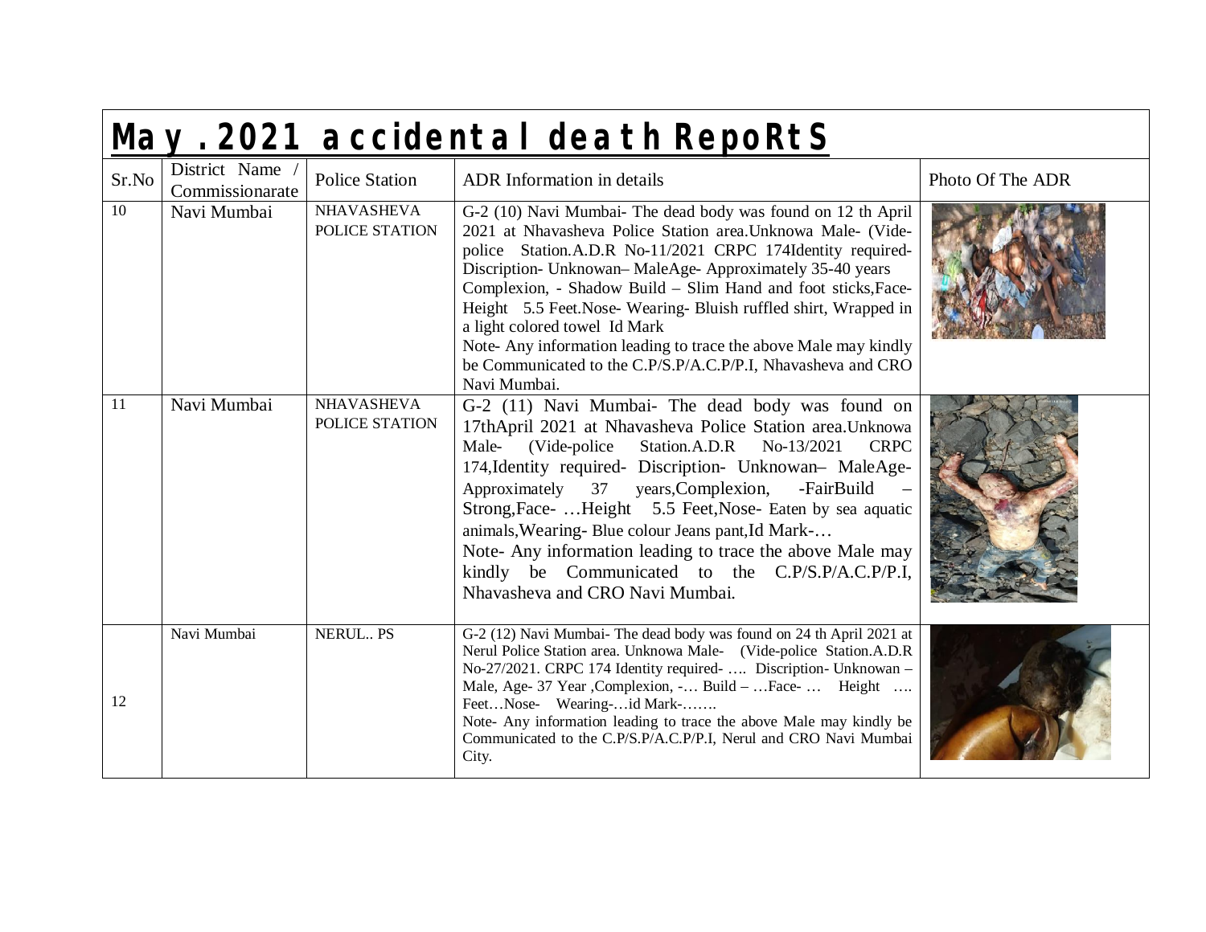# May .2021 accidental death RepoRtS

| Sr.No | District Name / Commissionarate | Police Station | ADR Information in details | Photo Of The ADR |
|---|---|---|---|---|
| 10 | Navi Mumbai | NHAVASHEVA POLICE STATION | G-2 (10) Navi Mumbai- The dead body was found on 12 th April 2021 at Nhavasheva Police Station area.Unknowa Male- (Vide-police Station.A.D.R No-11/2021 CRPC 174Identity required-Discription- Unknowan– MaleAge- Approximately 35-40 years Complexion, - Shadow Build – Slim Hand and foot sticks,Face-Height 5.5 Feet.Nose- Wearing- Bluish ruffled shirt, Wrapped in a light colored towel Id Mark<br>Note- Any information leading to trace the above Male may kindly be Communicated to the C.P/S.P/A.C.P/P.I, Nhavasheva and CRO Navi Mumbai. | |
| 11 | Navi Mumbai | NHAVASHEVA POLICE STATION | G-2 (11) Navi Mumbai- The dead body was found on 17thApril 2021 at Nhavasheva Police Station area.Unknowa Male- (Vide-police Station.A.D.R No-13/2021 CRPC 174,Identity required- Discription- Unknowan– MaleAge- Approximately 37 years,Complexion, -FairBuild – Strong,Face- …Height 5.5 Feet,Nose- Eaten by sea aquatic animals,Wearing- Blue colour Jeans pant,Id Mark-…<br>Note- Any information leading to trace the above Male may kindly be Communicated to the C.P/S.P/A.C.P/P.I, Nhavasheva and CRO Navi Mumbai. | |
| 12 | Navi Mumbai | NERUL.. PS | G-2 (12) Navi Mumbai- The dead body was found on 24 th April 2021 at Nerul Police Station area. Unknowa Male- (Vide-police Station.A.D.R No-27/2021. CRPC 174 Identity required- …. Discription- Unknowan – Male, Age- 37 Year ,Complexion, -… Build – …Face- … Height …. Feet…Nose- Wearing-…id Mark-…….<br>Note- Any information leading to trace the above Male may kindly be Communicated to the C.P/S.P/A.C.P/P.I, Nerul and CRO Navi Mumbai City. | |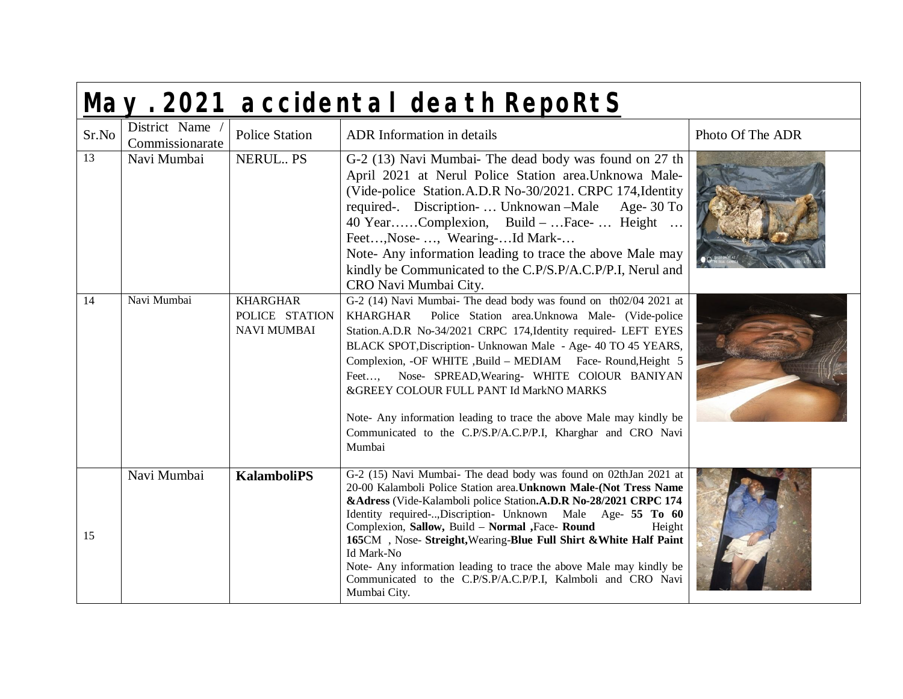# May .2021 accidental death RepoRtS

| Sr.No | District Name / Commissionarate | Police Station | ADR Information in details | Photo Of The ADR |
|---|---|---|---|---|
| 13 | Navi Mumbai | NERUL.. PS | G-2 (13) Navi Mumbai- The dead body was found on 27 th April 2021 at Nerul Police Station area.Unknowa Male- (Vide-police Station.A.D.R No-30/2021. CRPC 174,Identity required-. Discription- … Unknowan –Male Age- 30 To 40 Year……Complexion, Build – …Face- … Height … Feet…,Nose- …, Wearing-…Id Mark-… Note- Any information leading to trace the above Male may kindly be Communicated to the C.P/S.P/A.C.P/P.I, Nerul and CRO Navi Mumbai City. | |
| 14 | Navi Mumbai | KHARGHAR POLICE STATION NAVI MUMBAI | G-2 (14) Navi Mumbai- The dead body was found on th02/04 2021 at KHARGHAR Police Station area.Unknowa Male- (Vide-police Station.A.D.R No-34/2021 CRPC 174,Identity required- LEFT EYES BLACK SPOT,Discription- Unknowan Male - Age- 40 TO 45 YEARS, Complexion, -OF WHITE ,Build – MEDIAM Face- Round,Height 5 Feet…, Nose- SPREAD,Wearing- WHITE COlOUR BANIYAN &GREEY COLOUR FULL PANT Id MarkNO MARKS Note- Any information leading to trace the above Male may kindly be Communicated to the C.P/S.P/A.C.P/P.I, Kharghar and CRO Navi Mumbai | |
| 15 | Navi Mumbai | **KalamboliPS** | G-2 (15) Navi Mumbai- The dead body was found on 02thJan 2021 at 20-00 Kalamboli Police Station area.**Unknown Male-(Not Tress Name &Adress** (Vide-Kalamboli police Station**.A.D.R No-28/2021 CRPC 174** Identity required-..,Discription- Unknown Male Age- **55 To 60** Complexion, **Sallow,** Build – **Normal ,**Face- **Round** Height **165**CM , Nose- **Streight,**Wearing-**Blue Full Shirt &White Half Paint** Id Mark-No Note- Any information leading to trace the above Male may kindly be Communicated to the C.P/S.P/A.C.P/P.I, Kalmboli and CRO Navi Mumbai City. | |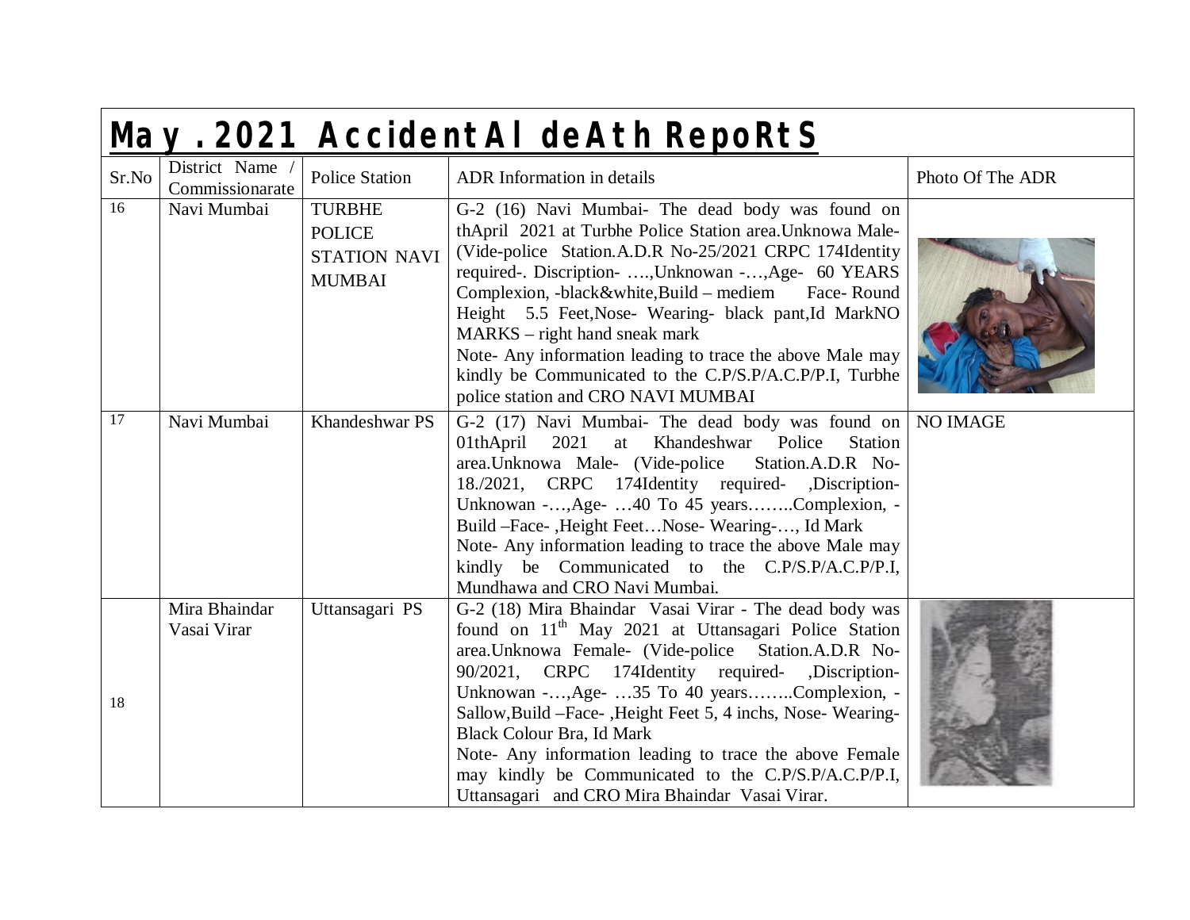# May .2021 AccidentAl deAth RepoRtS

| Sr.No | District Name / Commissionarate | Police Station | ADR Information in details | Photo Of The ADR |
|---|---|---|---|---|
| 16 | Navi Mumbai | TURBHE POLICE STATION NAVI MUMBAI | G-2 (16) Navi Mumbai- The dead body was found on thApril 2021 at Turbhe Police Station area.Unknowa Male- (Vide-police Station.A.D.R No-25/2021 CRPC 174Identity required-. Discription- ….,Unknowan -…,Age- 60 YEARS Complexion, -black&white,Build – mediem Face- Round Height 5.5 Feet,Nose- Wearing- black pant,Id MarkNO MARKS – right hand sneak mark<br>Note- Any information leading to trace the above Male may kindly be Communicated to the C.P/S.P/A.C.P/P.I, Turbhe police station and CRO NAVI MUMBAI | |
| 17 | Navi Mumbai | Khandeshwar PS | G-2 (17) Navi Mumbai- The dead body was found on 01thApril 2021 at Khandeshwar Police Station area.Unknowa Male- (Vide-police Station.A.D.R No-18./2021, CRPC 174Identity required- ,Discription- Unknowan -…,Age- …40 To 45 years……..Complexion, -Build –Face- ,Height Feet…Nose- Wearing-…, Id Mark<br>Note- Any information leading to trace the above Male may kindly be Communicated to the C.P/S.P/A.C.P/P.I, Mundhawa and CRO Navi Mumbai. | NO IMAGE |
| 18 | Mira Bhaindar Vasai Virar | Uttansagari PS | G-2 (18) Mira Bhaindar Vasai Virar - The dead body was found on 11th May 2021 at Uttansagari Police Station area.Unknowa Female- (Vide-police Station.A.D.R No-90/2021, CRPC 174Identity required- ,Discription- Unknowan -…,Age- …35 To 40 years……..Complexion, -Sallow,Build –Face- ,Height Feet 5, 4 inchs, Nose- Wearing- Black Colour Bra, Id Mark<br>Note- Any information leading to trace the above Female may kindly be Communicated to the C.P/S.P/A.C.P/P.I, Uttansagari and CRO Mira Bhaindar Vasai Virar. | |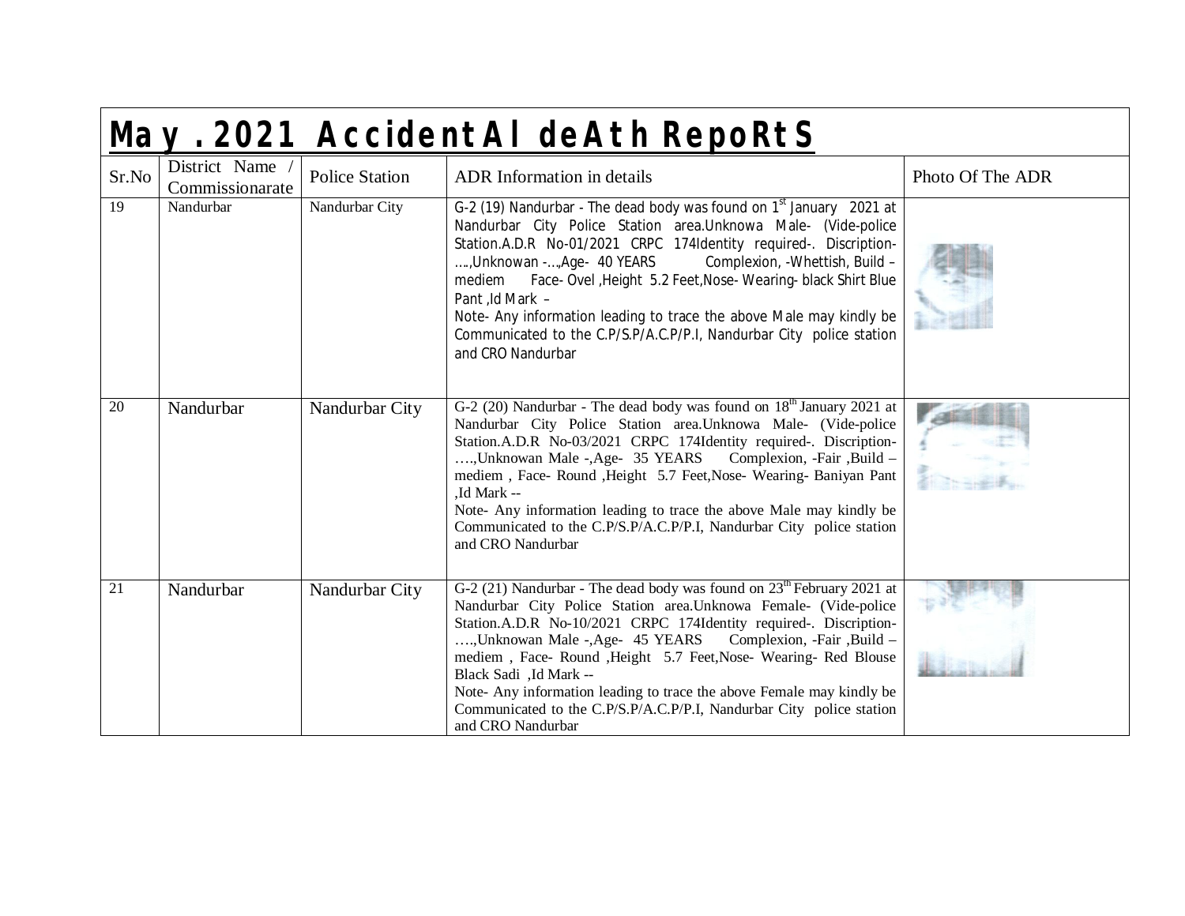# May .2021 AccidentAl deAth RepoRtS

| Sr.No | District Name / Commissionarate | Police Station | ADR Information in details | Photo Of The ADR |
|---|---|---|---|---|
| 19 | Nandurbar | Nandurbar City | G-2 (19) Nandurbar - The dead body was found on 1st January 2021 at Nandurbar City Police Station area.Unknowa Male- (Vide-police Station.A.D.R No-01/2021 CRPC 174Identity required-. Discription-….,Unknowan -…,Age- 40 YEARS Complexion, -Whettish, Build – mediem Face- Ovel ,Height 5.2 Feet,Nose- Wearing- black Shirt Blue Pant ,Id Mark –<br>Note- Any information leading to trace the above Male may kindly be Communicated to the C.P/S.P/A.C.P/P.I, Nandurbar City police station and CRO Nandurbar | |
| 20 | Nandurbar | Nandurbar City | G-2 (20) Nandurbar - The dead body was found on 18th January 2021 at Nandurbar City Police Station area.Unknowa Male- (Vide-police Station.A.D.R No-03/2021 CRPC 174Identity required-. Discription-….,Unknowan Male -,Age- 35 YEARS Complexion, -Fair ,Build – mediem , Face- Round ,Height 5.7 Feet,Nose- Wearing- Baniyan Pant ,Id Mark --<br>Note- Any information leading to trace the above Male may kindly be Communicated to the C.P/S.P/A.C.P/P.I, Nandurbar City police station and CRO Nandurbar | |
| 21 | Nandurbar | Nandurbar City | G-2 (21) Nandurbar - The dead body was found on 23th February 2021 at Nandurbar City Police Station area.Unknowa Female- (Vide-police Station.A.D.R No-10/2021 CRPC 174Identity required-. Discription-….,Unknowan Male -,Age- 45 YEARS Complexion, -Fair ,Build – mediem , Face- Round ,Height 5.7 Feet,Nose- Wearing- Red Blouse Black Sadi ,Id Mark --<br>Note- Any information leading to trace the above Female may kindly be Communicated to the C.P/S.P/A.C.P/P.I, Nandurbar City police station and CRO Nandurbar | |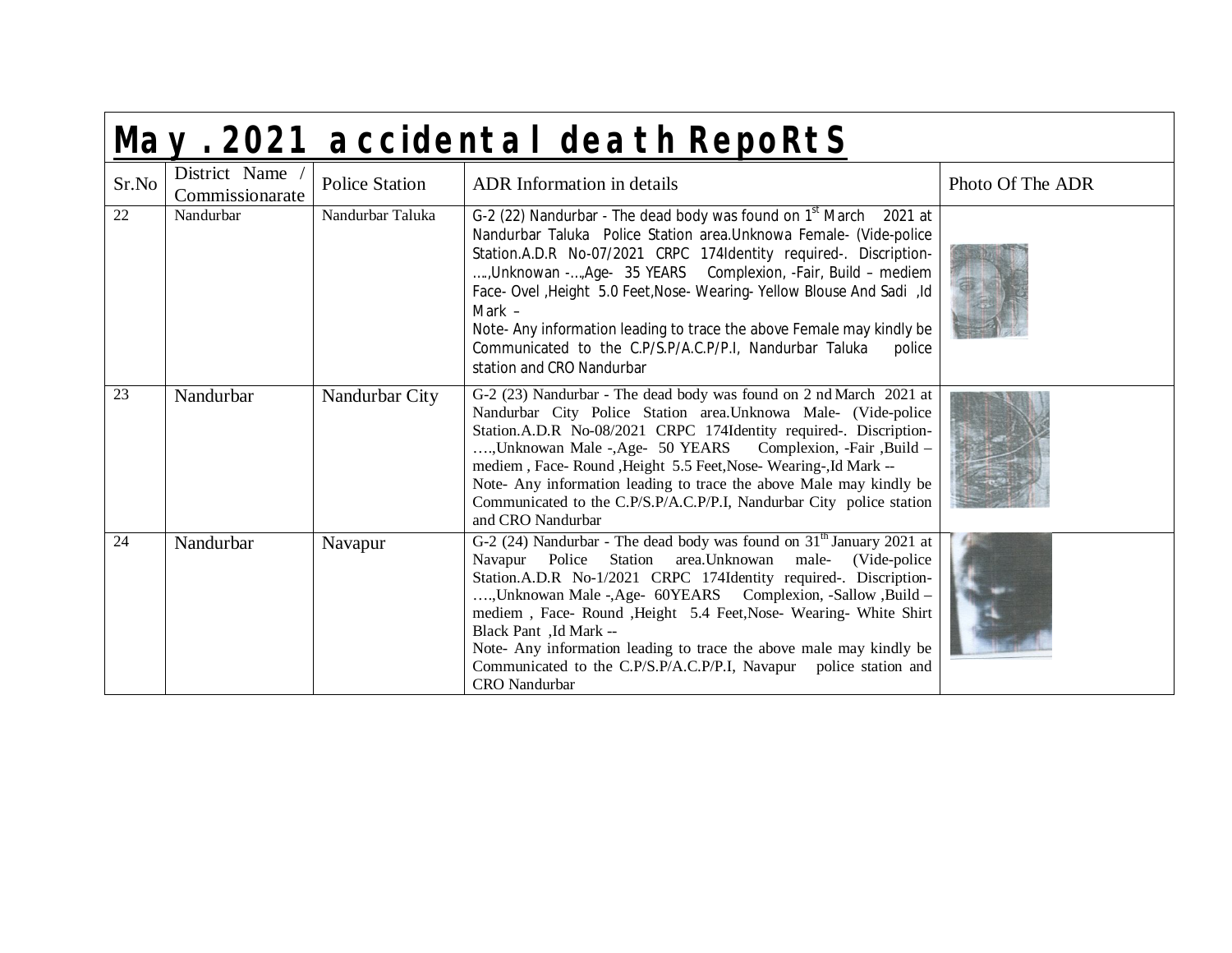# May .2021 accidental death RepoRtS

| Sr.No | District Name / Commissionarate | Police Station | ADR Information in details | Photo Of The ADR |
|---|---|---|---|---|
| 22 | Nandurbar | Nandurbar Taluka | G-2 (22) Nandurbar - The dead body was found on 1st March 2021 at Nandurbar Taluka Police Station area.Unknowa Female- (Vide-police Station.A.D.R No-07/2021 CRPC 174Identity required-. Discription- ….,Unknowan -…,Age- 35 YEARS Complexion, -Fair, Build – mediem Face- Ovel ,Height 5.0 Feet,Nose- Wearing- Yellow Blouse And Sadi ,Id Mark –<br>Note- Any information leading to trace the above Female may kindly be Communicated to the C.P/S.P/A.C.P/P.I, Nandurbar Taluka police station and CRO Nandurbar | |
| 23 | Nandurbar | Nandurbar City | G-2 (23) Nandurbar - The dead body was found on 2 nd March 2021 at Nandurbar City Police Station area.Unknowa Male- (Vide-police Station.A.D.R No-08/2021 CRPC 174Identity required-. Discription- ….,Unknowan Male -,Age- 50 YEARS Complexion, -Fair ,Build – mediem , Face- Round ,Height 5.5 Feet,Nose- Wearing-,Id Mark --<br>Note- Any information leading to trace the above Male may kindly be Communicated to the C.P/S.P/A.C.P/P.I, Nandurbar City police station and CRO Nandurbar | |
| 24 | Nandurbar | Navapur | G-2 (24) Nandurbar - The dead body was found on 31th January 2021 at Navapur Police Station area.Unknowan male- (Vide-police Station.A.D.R No-1/2021 CRPC 174Identity required-. Discription- ….,Unknowan Male -,Age- 60YEARS Complexion, -Sallow ,Build – mediem , Face- Round ,Height 5.4 Feet,Nose- Wearing- White Shirt Black Pant ,Id Mark --<br>Note- Any information leading to trace the above male may kindly be Communicated to the C.P/S.P/A.C.P/P.I, Navapur police station and CRO Nandurbar | |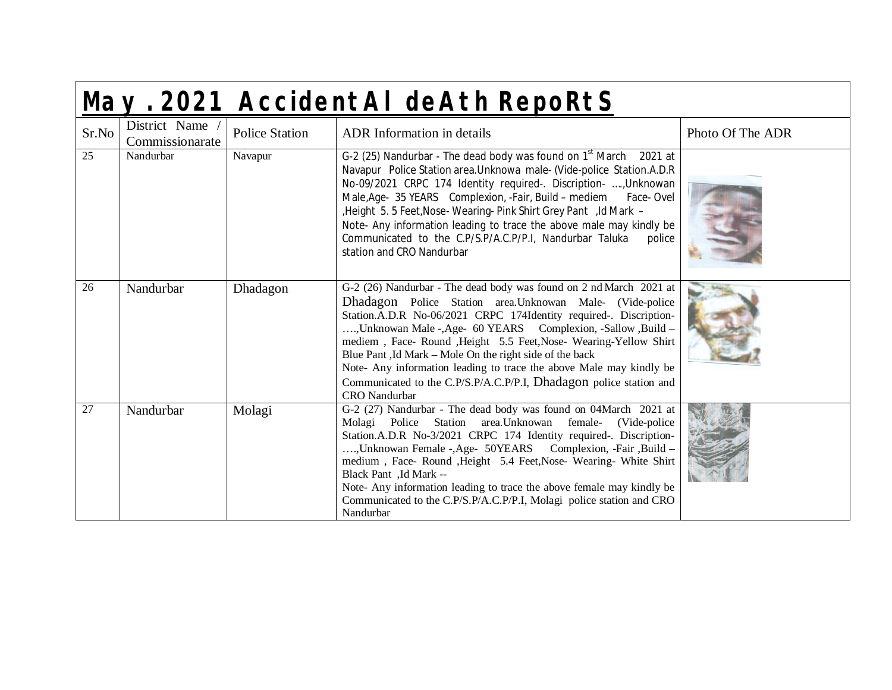# May .2021 AccidentAl deAth RepoRtS

| Sr.No | District Name / Commissionarate | Police Station | ADR Information in details | Photo Of The ADR |
|---|---|---|---|---|
| 25 | Nandurbar | Navapur | G-2 (25) Nandurbar - The dead body was found on 1st March 2021 at Navapur Police Station area.Unknowa male- (Vide-police Station.A.D.R No-09/2021 CRPC 174 Identity required-. Discription- ….,Unknowan Male,Age- 35 YEARS Complexion, -Fair, Build – mediem Face- Ovel ,Height 5. 5 Feet,Nose- Wearing- Pink Shirt Grey Pant ,Id Mark – Note- Any information leading to trace the above male may kindly be Communicated to the C.P/S.P/A.C.P/P.I, Nandurbar Taluka police station and CRO Nandurbar | |
| 26 | Nandurbar | Dhadagon | G-2 (26) Nandurbar - The dead body was found on 2 nd March 2021 at Dhadagon Police Station area.Unknowan Male- (Vide-police Station.A.D.R No-06/2021 CRPC 174Identity required-. Discription- ….,Unknowan Male -,Age- 60 YEARS Complexion, -Sallow ,Build – mediem , Face- Round ,Height 5.5 Feet,Nose- Wearing-Yellow Shirt Blue Pant ,Id Mark – Mole On the right side of the back Note- Any information leading to trace the above Male may kindly be Communicated to the C.P/S.P/A.C.P/P.I, Dhadagon police station and CRO Nandurbar | |
| 27 | Nandurbar | Molagi | G-2 (27) Nandurbar - The dead body was found on 04March 2021 at Molagi Police Station area.Unknowan female- (Vide-police Station.A.D.R No-3/2021 CRPC 174 Identity required-. Discription- ….,Unknowan Female -,Age- 50YEARS Complexion, -Fair ,Build – medium , Face- Round ,Height 5.4 Feet,Nose- Wearing- White Shirt Black Pant ,Id Mark -- Note- Any information leading to trace the above female may kindly be Communicated to the C.P/S.P/A.C.P/P.I, Molagi police station and CRO Nandurbar | |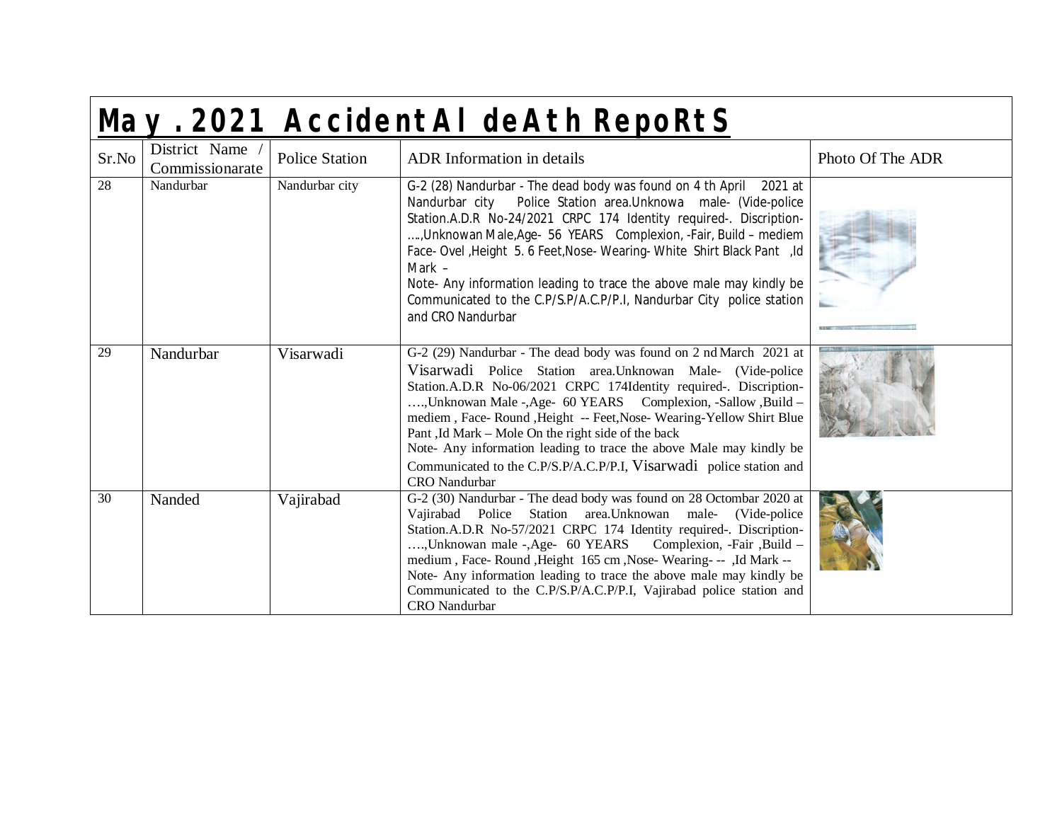# May . 2021 AccidentAl deAth RepoRtS

| Sr.No | District Name / Commissionarate | Police Station | ADR Information in details | Photo Of The ADR |
|---|---|---|---|---|
| 28 | Nandurbar | Nandurbar city | G-2 (28) Nandurbar - The dead body was found on 4 th April 2021 at Nandurbar city Police Station area.Unknowa male- (Vide-police Station.A.D.R No-24/2021 CRPC 174 Identity required-. Discription- ….,Unknowan Male,Age- 56 YEARS Complexion, -Fair, Build – mediem Face- Ovel ,Height 5. 6 Feet,Nose- Wearing- White Shirt Black Pant ,Id Mark –<br>Note- Any information leading to trace the above male may kindly be Communicated to the C.P/S.P/A.C.P/P.I, Nandurbar City police station and CRO Nandurbar | |
| 29 | Nandurbar | Visarwadi | G-2 (29) Nandurbar - The dead body was found on 2 nd March 2021 at Visarwadi Police Station area.Unknowan Male- (Vide-police Station.A.D.R No-06/2021 CRPC 174Identity required-. Discription- ….,Unknowan Male -,Age- 60 YEARS Complexion, -Sallow ,Build – mediem , Face- Round ,Height -- Feet,Nose- Wearing-Yellow Shirt Blue Pant ,Id Mark – Mole On the right side of the back<br>Note- Any information leading to trace the above Male may kindly be Communicated to the C.P/S.P/A.C.P/P.I, Visarwadi police station and CRO Nandurbar | |
| 30 | Nanded | Vajirabad | G-2 (30) Nandurbar - The dead body was found on 28 Octombar 2020 at Vajirabad Police Station area.Unknowan male- (Vide-police Station.A.D.R No-57/2021 CRPC 174 Identity required-. Discription- ….,Unknowan male -,Age- 60 YEARS Complexion, -Fair ,Build – medium , Face- Round ,Height 165 cm ,Nose- Wearing- -- ,Id Mark --<br>Note- Any information leading to trace the above male may kindly be Communicated to the C.P/S.P/A.C.P/P.I, Vajirabad police station and CRO Nandurbar | |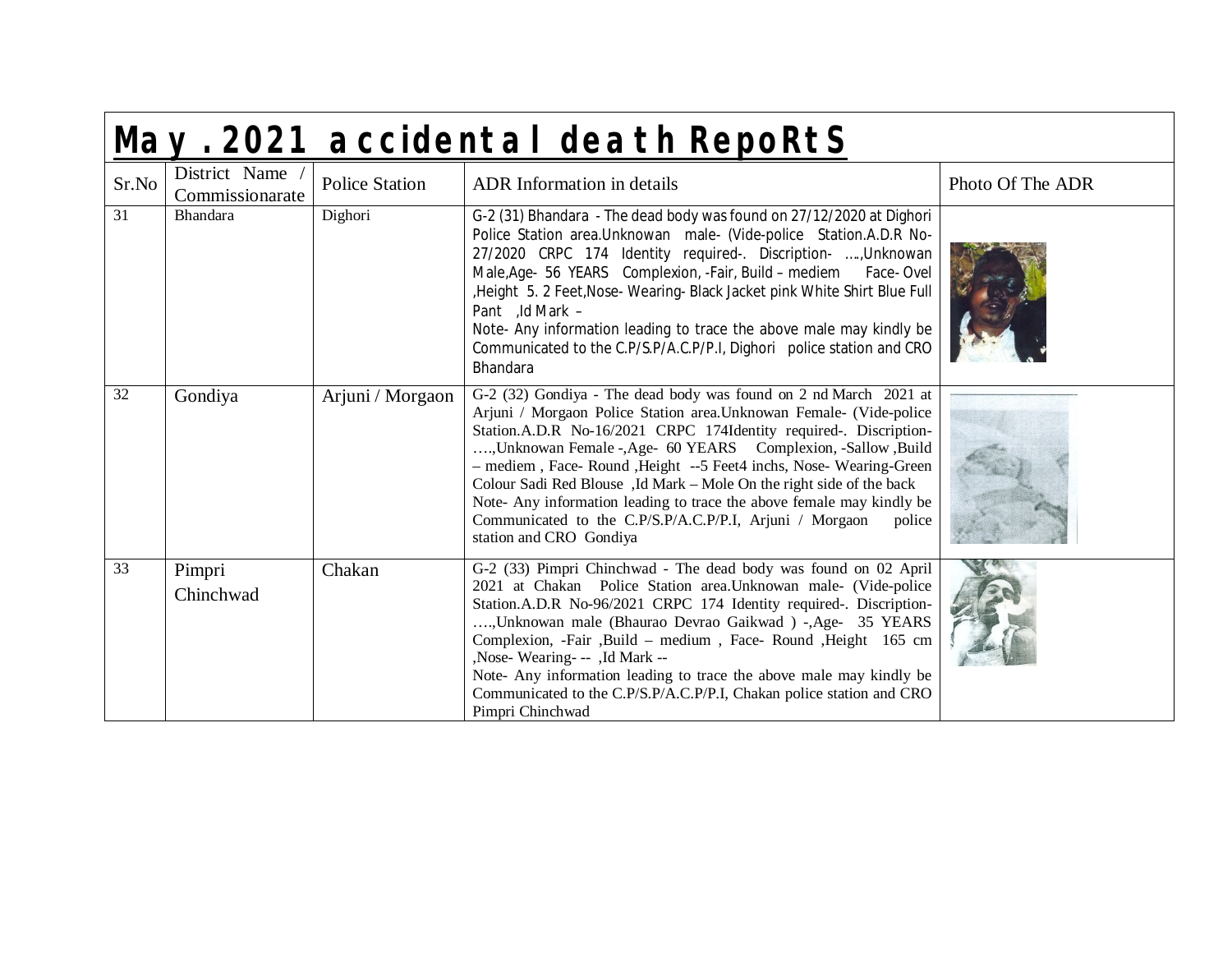## May .2021 accidental death RepoRtS

| Sr.No | District Name / Commissionarate | Police Station | ADR Information in details | Photo Of The ADR |
|---|---|---|---|---|
| 31 | Bhandara | Dighori | G-2 (31) Bhandara - The dead body was found on 27/12/2020 at Dighori Police Station area.Unknowan male- (Vide-police Station.A.D.R No-27/2020 CRPC 174 Identity required-. Discription- ….,Unknowan Male,Age- 56 YEARS Complexion, -Fair, Build – mediem Face- Ovel ,Height 5. 2 Feet,Nose- Wearing- Black Jacket pink White Shirt Blue Full Pant ,Id Mark – <br>Note- Any information leading to trace the above male may kindly be Communicated to the C.P/S.P/A.C.P/P.I, Dighori police station and CRO Bhandara | |
| 32 | Gondiya | Arjuni / Morgaon | G-2 (32) Gondiya - The dead body was found on 2 nd March 2021 at Arjuni / Morgaon Police Station area.Unknowan Female- (Vide-police Station.A.D.R No-16/2021 CRPC 174Identity required-. Discription- ….,Unknowan Female -,Age- 60 YEARS Complexion, -Sallow ,Build – mediem , Face- Round ,Height --5 Feet4 inchs, Nose- Wearing-Green Colour Sadi Red Blouse ,Id Mark – Mole On the right side of the back <br>Note- Any information leading to trace the above female may kindly be Communicated to the C.P/S.P/A.C.P/P.I, Arjuni / Morgaon police station and CRO Gondiya | |
| 33 | Pimpri Chinchwad | Chakan | G-2 (33) Pimpri Chinchwad - The dead body was found on 02 April 2021 at Chakan Police Station area.Unknowan male- (Vide-police Station.A.D.R No-96/2021 CRPC 174 Identity required-. Discription- ….,Unknowan male (Bhaurao Devrao Gaikwad ) -,Age- 35 YEARS Complexion, -Fair ,Build – medium , Face- Round ,Height 165 cm ,Nose- Wearing- -- ,Id Mark -- <br>Note- Any information leading to trace the above male may kindly be Communicated to the C.P/S.P/A.C.P/P.I, Chakan police station and CRO Pimpri Chinchwad | |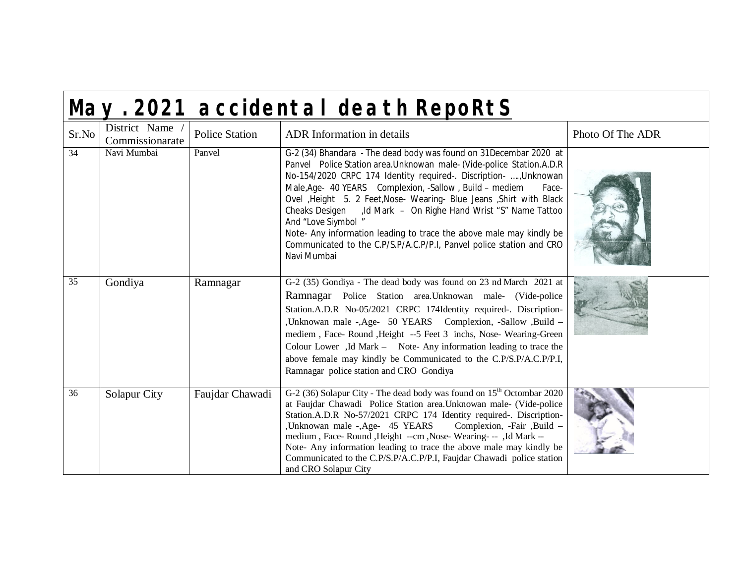# May .2021 accidental death RepoRtS

| Sr.No | District Name / Commissionarate | Police Station | ADR Information in details | Photo Of The ADR |
|---|---|---|---|---|
| 34 | Navi Mumbai | Panvel | G-2 (34) Bhandara - The dead body was found on 31Decembar 2020 at Panvel Police Station area.Unknowan male- (Vide-police Station.A.D.R No-154/2020 CRPC 174 Identity required-. Discription- ….,Unknowan Male,Age- 40 YEARS Complexion, -Sallow , Build – mediem Face- Ovel ,Height 5. 2 Feet,Nose- Wearing- Blue Jeans ,Shirt with Black Cheaks Desigen ,Id Mark – On Righe Hand Wrist "S" Name Tattoo And "Love Siymbol "<br>Note- Any information leading to trace the above male may kindly be Communicated to the C.P/S.P/A.C.P/P.I, Panvel police station and CRO Navi Mumbai | |
| 35 | Gondiya | Ramnagar | G-2 (35) Gondiya - The dead body was found on 23 nd March 2021 at Ramnagar Police Station area.Unknowan male- (Vide-police Station.A.D.R No-05/2021 CRPC 174Identity required-. Discription- ,Unknowan male -,Age- 50 YEARS Complexion, -Sallow ,Build – mediem , Face- Round ,Height --5 Feet 3 inchs, Nose- Wearing-Green Colour Lower ,Id Mark – Note- Any information leading to trace the above female may kindly be Communicated to the C.P/S.P/A.C.P/P.I, Ramnagar police station and CRO Gondiya | |
| 36 | Solapur City | Faujdar Chawadi | G-2 (36) Solapur City - The dead body was found on 15th Octombar 2020 at Faujdar Chawadi Police Station area.Unknowan male- (Vide-police Station.A.D.R No-57/2021 CRPC 174 Identity required-. Discription- ,Unknowan male -,Age- 45 YEARS Complexion, -Fair ,Build – medium , Face- Round ,Height --cm ,Nose- Wearing- -- ,Id Mark --<br>Note- Any information leading to trace the above male may kindly be Communicated to the C.P/S.P/A.C.P/P.I, Faujdar Chawadi police station and CRO Solapur City | |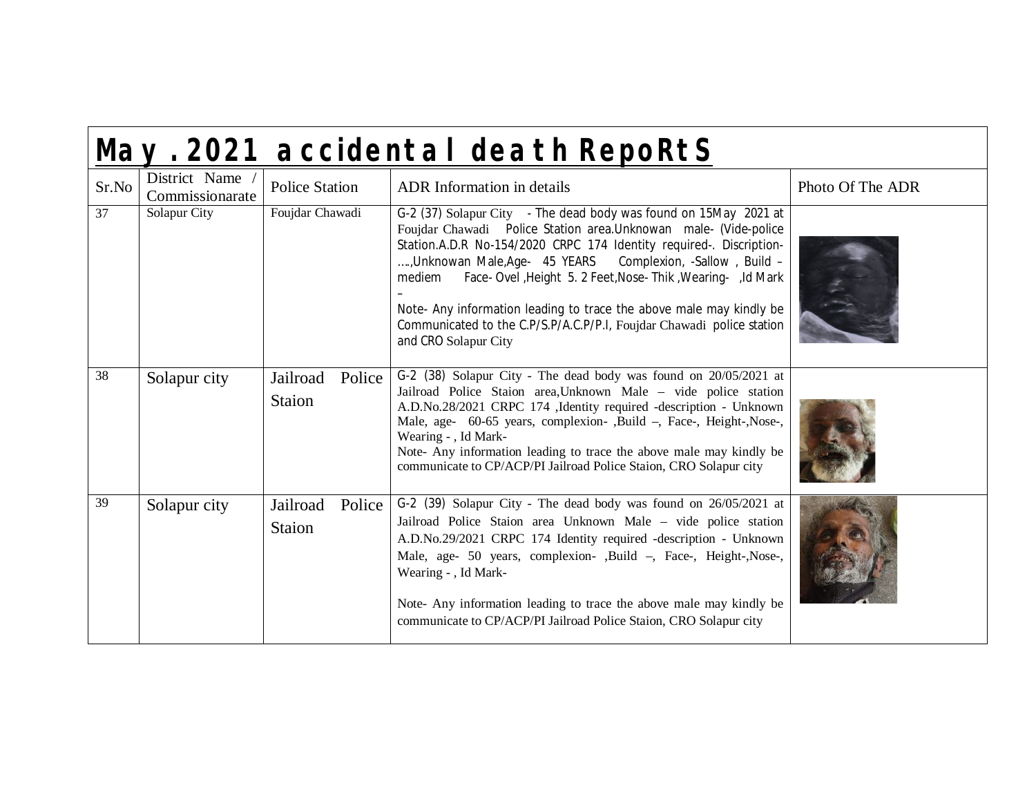# May .2021 accidental death RepoRtS

| Sr.No | District Name / Commissionarate | Police Station | ADR Information in details | Photo Of The ADR |
|---|---|---|---|---|
| 37 | Solapur City | Foujdar Chawadi | G-2 (37) Solapur City - The dead body was found on 15May 2021 at Foujdar Chawadi Police Station area.Unknowan male- (Vide-police Station.A.D.R No-154/2020 CRPC 174 Identity required-. Discription- ….,Unknowan Male,Age- 45 YEARS Complexion, -Sallow , Build – mediem Face- Ovel ,Height 5. 2 Feet,Nose- Thik ,Wearing- ,Id Mark –<br>Note- Any information leading to trace the above male may kindly be Communicated to the C.P/S.P/A.C.P/P.I, Foujdar Chawadi police station and CRO Solapur City | |
| 38 | Solapur city | Jailroad Police Staion | G-2 (38) Solapur City - The dead body was found on 20/05/2021 at Jailroad Police Staion area,Unknown Male – vide police station A.D.No.28/2021 CRPC 174 ,Identity required -description - Unknown Male, age- 60-65 years, complexion- ,Build –, Face-, Height-,Nose-, Wearing - , Id Mark-<br>Note- Any information leading to trace the above male may kindly be communicate to CP/ACP/PI Jailroad Police Staion, CRO Solapur city | |
| 39 | Solapur city | Jailroad Police Staion | G-2 (39) Solapur City - The dead body was found on 26/05/2021 at Jailroad Police Staion area Unknown Male – vide police station A.D.No.29/2021 CRPC 174 Identity required -description - Unknown Male, age- 50 years, complexion- ,Build –, Face-, Height-,Nose-, Wearing - , Id Mark-<br>Note- Any information leading to trace the above male may kindly be communicate to CP/ACP/PI Jailroad Police Staion, CRO Solapur city | |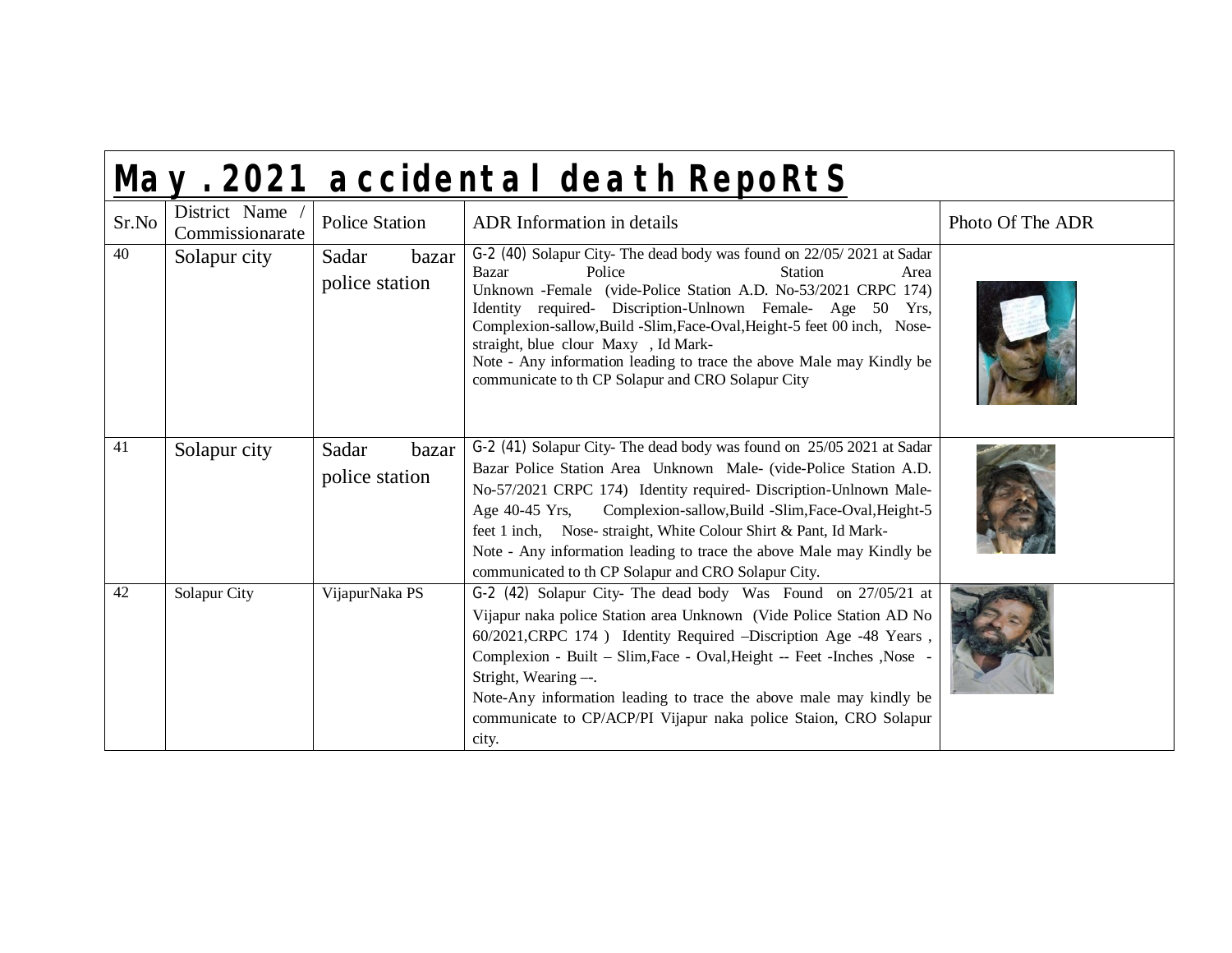# May .2021 accidental death RepoRtS

| Sr.No | District Name / Commissionarate | Police Station | ADR Information in details | Photo Of The ADR |
|---|---|---|---|---|
| 40 | Solapur city | Sadar bazar police station | G-2 (40) Solapur City- The dead body was found on 22/05/ 2021 at Sadar Bazar Police Station Area Unknown -Female (vide-Police Station A.D. No-53/2021 CRPC 174) Identity required- Discription-Unlnown Female- Age 50 Yrs, Complexion-sallow,Build -Slim,Face-Oval,Height-5 feet 00 inch, Nose-straight, blue clour Maxy , Id Mark-<br>Note - Any information leading to trace the above Male may Kindly be communicate to th CP Solapur and CRO Solapur City | |
| 41 | Solapur city | Sadar bazar police station | G-2 (41) Solapur City- The dead body was found on 25/05 2021 at Sadar Bazar Police Station Area Unknown Male- (vide-Police Station A.D. No-57/2021 CRPC 174) Identity required- Discription-Unlnown Male- Age 40-45 Yrs, Complexion-sallow,Build -Slim,Face-Oval,Height-5 feet 1 inch, Nose- straight, White Colour Shirt & Pant, Id Mark-<br>Note - Any information leading to trace the above Male may Kindly be communicated to th CP Solapur and CRO Solapur City. | |
| 42 | Solapur City | VijapurNaka PS | G-2 (42) Solapur City- The dead body Was Found on 27/05/21 at Vijapur naka police Station area Unknown (Vide Police Station AD No 60/2021,CRPC 174 ) Identity Required –Discription Age -48 Years , Complexion - Built – Slim,Face - Oval,Height -- Feet -Inches ,Nose - Stright, Wearing –-.<br>Note-Any information leading to trace the above male may kindly be communicate to CP/ACP/PI Vijapur naka police Staion, CRO Solapur city. | |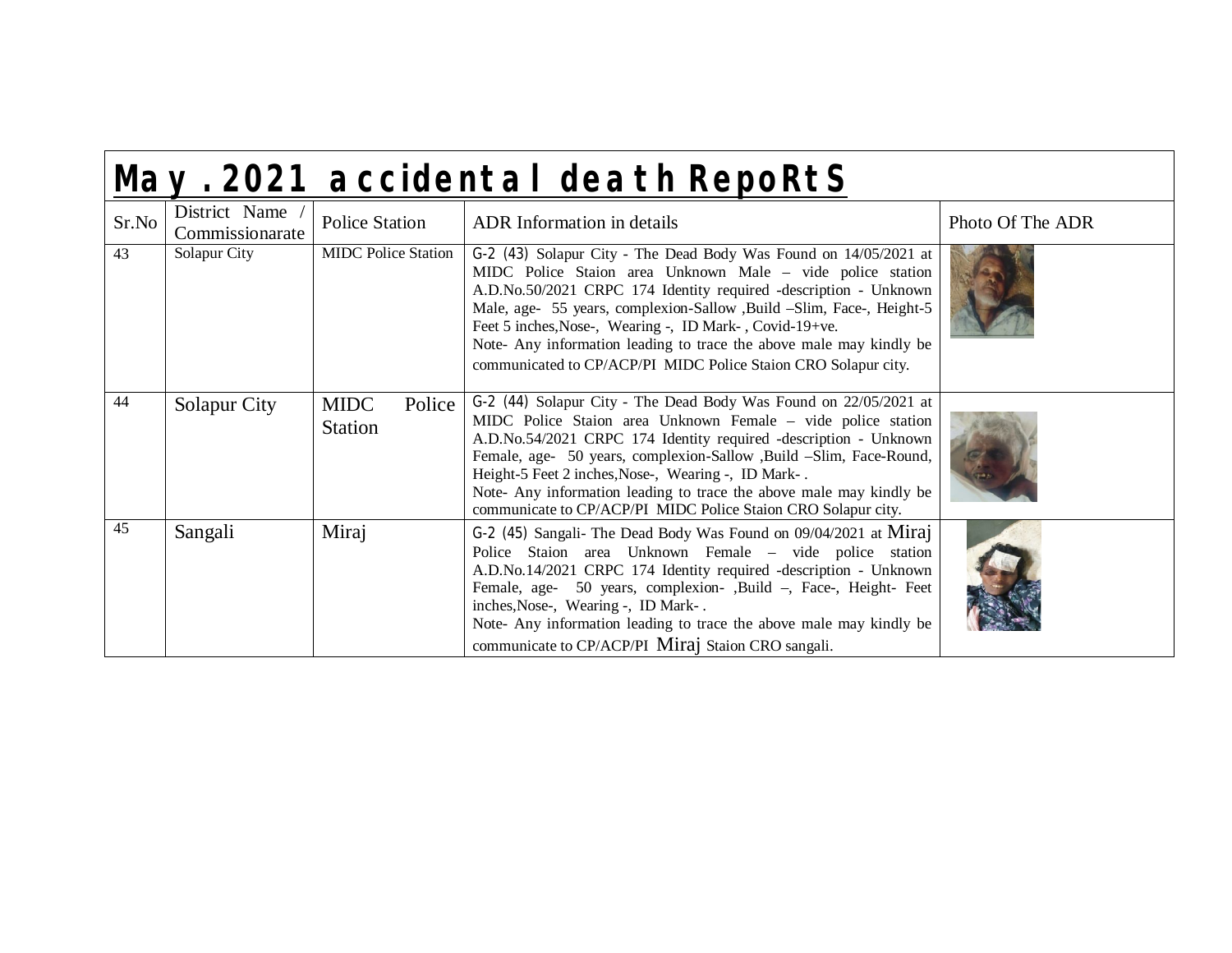# May .2021 accidental death RepoRtS

| Sr.No | District Name / Commissionarate | Police Station | ADR Information in details | Photo Of The ADR |
|---|---|---|---|---|
| 43 | Solapur City | MIDC Police Station | G-2 (43) Solapur City - The Dead Body Was Found on 14/05/2021 at MIDC Police Staion area Unknown Male – vide police station A.D.No.50/2021 CRPC 174 Identity required -description - Unknown Male, age- 55 years, complexion-Sallow ,Build –Slim, Face-, Height-5 Feet 5 inches,Nose-, Wearing -, ID Mark- , Covid-19+ve. Note- Any information leading to trace the above male may kindly be communicated to CP/ACP/PI MIDC Police Staion CRO Solapur city. | |
| 44 | Solapur City | MIDC Police Station | G-2 (44) Solapur City - The Dead Body Was Found on 22/05/2021 at MIDC Police Staion area Unknown Female – vide police station A.D.No.54/2021 CRPC 174 Identity required -description - Unknown Female, age- 50 years, complexion-Sallow ,Build –Slim, Face-Round, Height-5 Feet 2 inches,Nose-, Wearing -, ID Mark- . Note- Any information leading to trace the above male may kindly be communicate to CP/ACP/PI MIDC Police Staion CRO Solapur city. | |
| 45 | Sangali | Miraj | G-2 (45) Sangali- The Dead Body Was Found on 09/04/2021 at Miraj Police Staion area Unknown Female – vide police station A.D.No.14/2021 CRPC 174 Identity required -description - Unknown Female, age- 50 years, complexion- ,Build –, Face-, Height- Feet inches,Nose-, Wearing -, ID Mark- . Note- Any information leading to trace the above male may kindly be communicate to CP/ACP/PI Miraj Staion CRO sangali. | |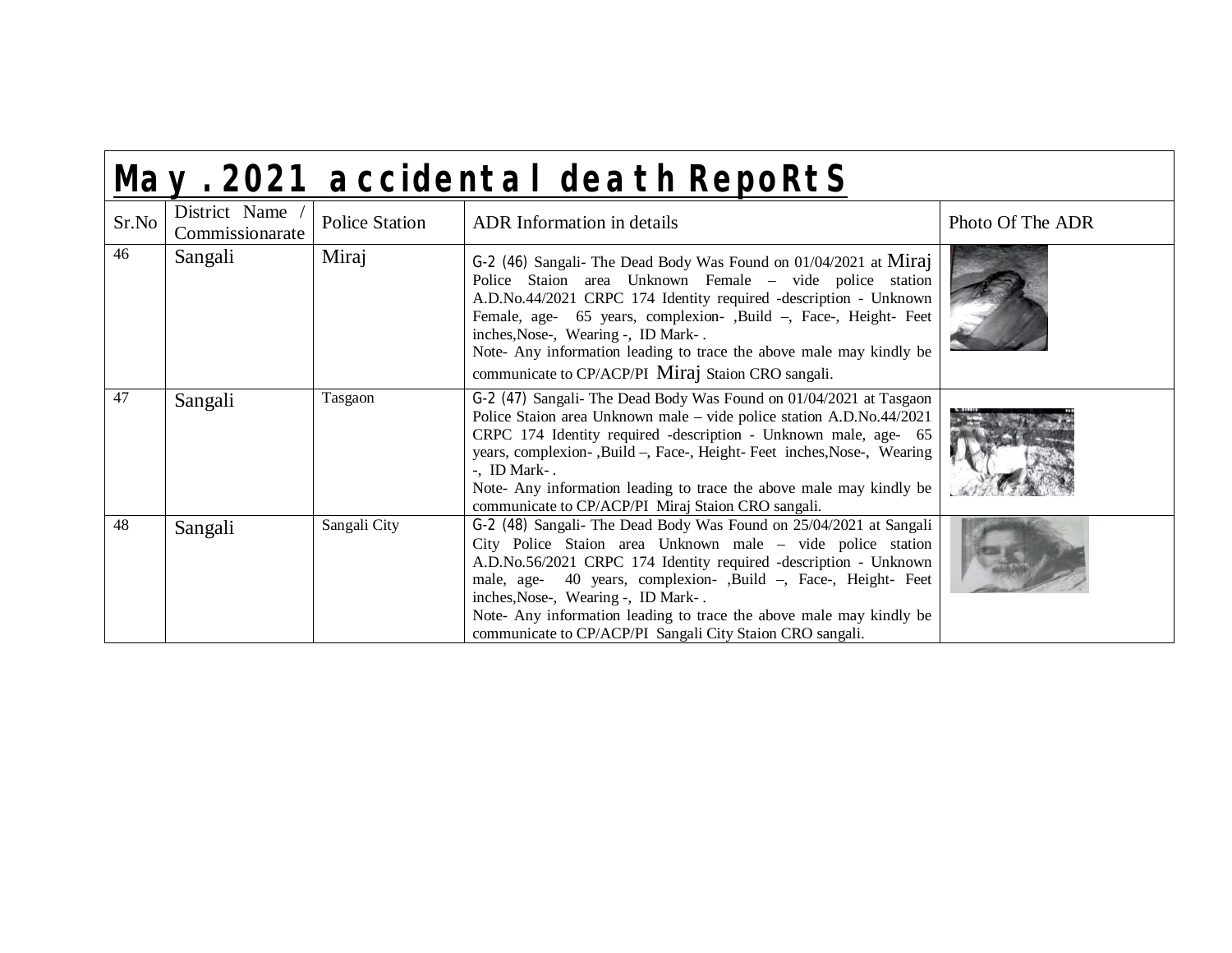| May . 2021 accidental death RepoRtS | | | | |
|---|---|---|---|---|
| Sr.No | District Name / Commissionarate | Police Station | ADR Information in details | Photo Of The ADR |
| 46 | Sangali | Miraj | G-2 (46) Sangali- The Dead Body Was Found on 01/04/2021 at Miraj Police Staion area Unknown Female – vide police station A.D.No.44/2021 CRPC 174 Identity required -description - Unknown Female, age- 65 years, complexion- ,Build –, Face-, Height- Feet inches,Nose-, Wearing -, ID Mark- .<br>Note- Any information leading to trace the above male may kindly be communicate to CP/ACP/PI Miraj Staion CRO sangali. | |
| 47 | Sangali | Tasgaon | G-2 (47) Sangali- The Dead Body Was Found on 01/04/2021 at Tasgaon Police Staion area Unknown male – vide police station A.D.No.44/2021 CRPC 174 Identity required -description - Unknown male, age- 65 years, complexion- ,Build –, Face-, Height- Feet inches,Nose-, Wearing -, ID Mark- .<br>Note- Any information leading to trace the above male may kindly be communicate to CP/ACP/PI Miraj Staion CRO sangali. | |
| 48 | Sangali | Sangali City | G-2 (48) Sangali- The Dead Body Was Found on 25/04/2021 at Sangali City Police Staion area Unknown male – vide police station A.D.No.56/2021 CRPC 174 Identity required -description - Unknown male, age- 40 years, complexion- ,Build –, Face-, Height- Feet inches,Nose-, Wearing -, ID Mark- .<br>Note- Any information leading to trace the above male may kindly be communicate to CP/ACP/PI Sangali City Staion CRO sangali. | |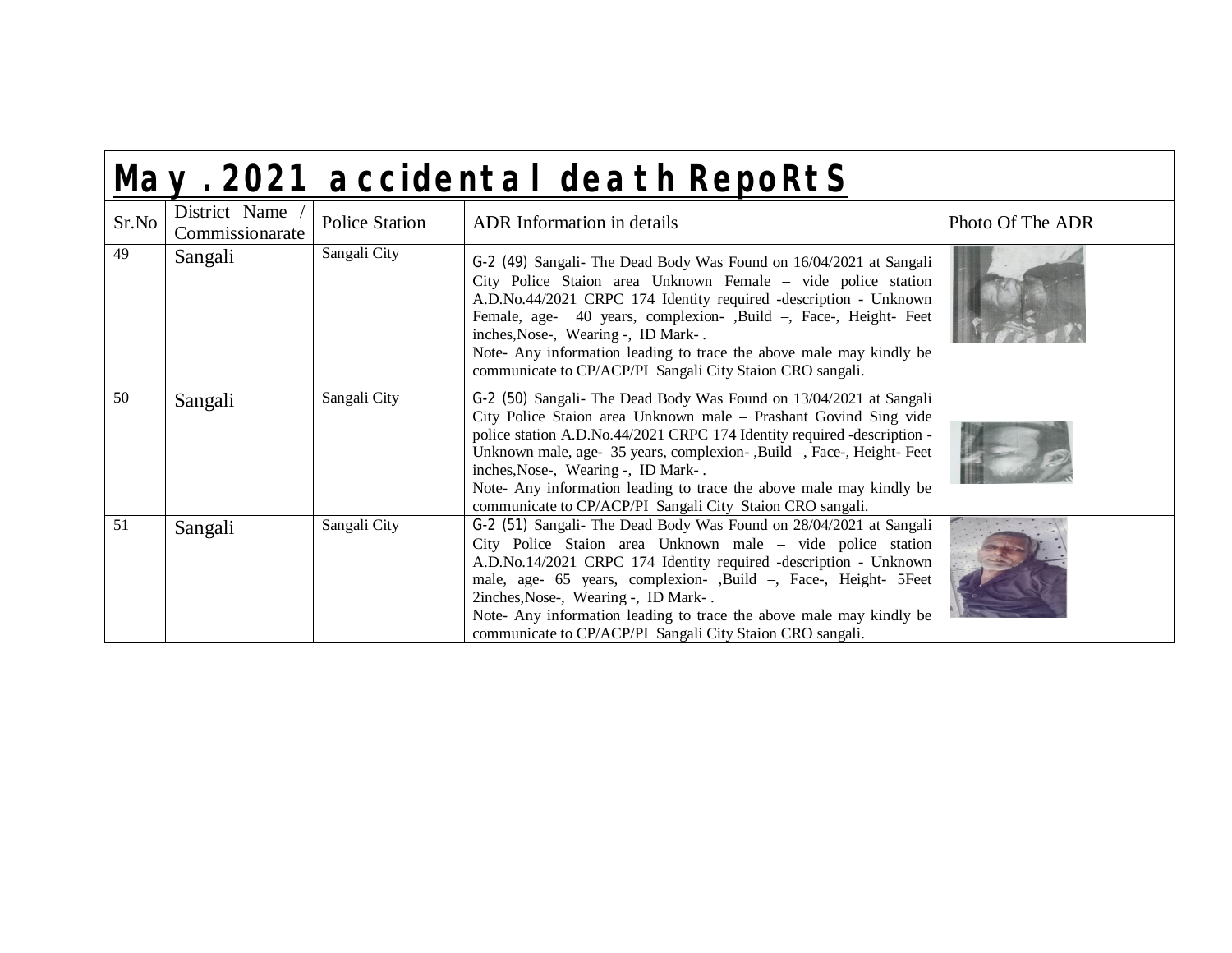# May .2021 accidental death RepoRtS

| Sr.No | District Name / Commissionarate | Police Station | ADR Information in details | Photo Of The ADR |
|---|---|---|---|---|
| 49 | Sangali | Sangali City | G-2 (49) Sangali- The Dead Body Was Found on 16/04/2021 at Sangali City Police Staion area Unknown Female – vide police station A.D.No.44/2021 CRPC 174 Identity required -description - Unknown Female, age- 40 years, complexion- ,Build –, Face-, Height- Feet inches,Nose-, Wearing -, ID Mark- .<br>Note- Any information leading to trace the above male may kindly be communicate to CP/ACP/PI Sangali City Staion CRO sangali. | |
| 50 | Sangali | Sangali City | G-2 (50) Sangali- The Dead Body Was Found on 13/04/2021 at Sangali City Police Staion area Unknown male – Prashant Govind Sing vide police station A.D.No.44/2021 CRPC 174 Identity required -description - Unknown male, age- 35 years, complexion- ,Build –, Face-, Height- Feet inches,Nose-, Wearing -, ID Mark- .<br>Note- Any information leading to trace the above male may kindly be communicate to CP/ACP/PI Sangali City Staion CRO sangali. | |
| 51 | Sangali | Sangali City | G-2 (51) Sangali- The Dead Body Was Found on 28/04/2021 at Sangali City Police Staion area Unknown male – vide police station A.D.No.14/2021 CRPC 174 Identity required -description - Unknown male, age- 65 years, complexion- ,Build –, Face-, Height- 5Feet 2inches,Nose-, Wearing -, ID Mark- .<br>Note- Any information leading to trace the above male may kindly be communicate to CP/ACP/PI Sangali City Staion CRO sangali. | |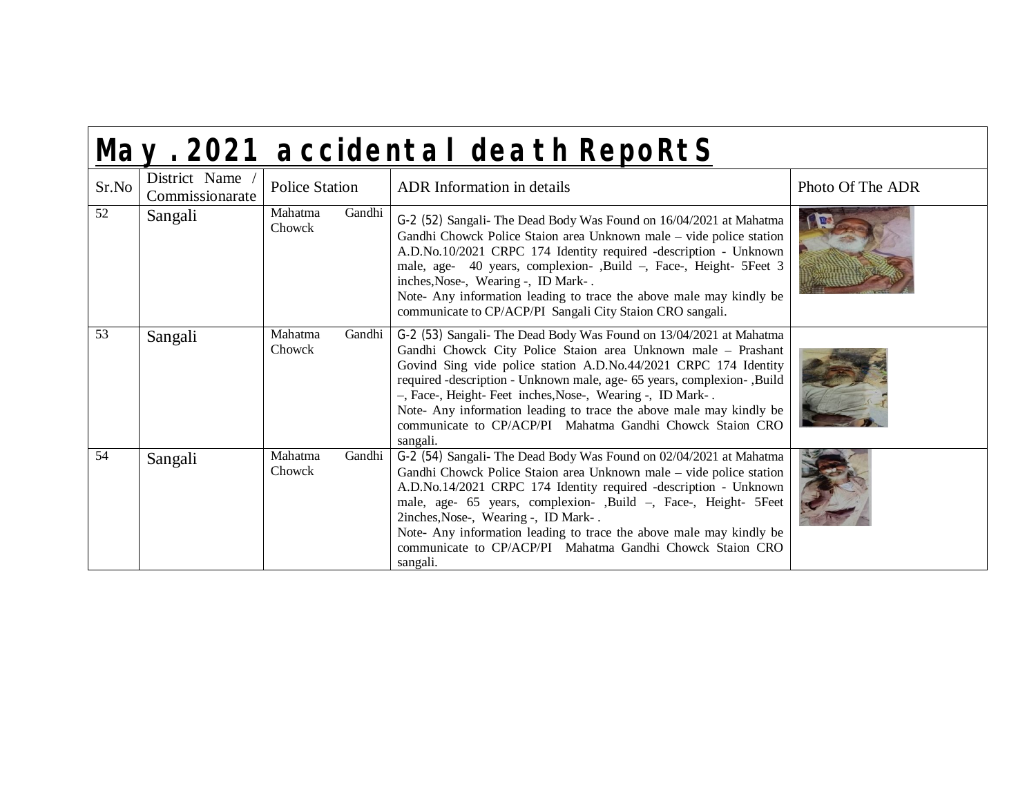# May .2021 accidental death RepoRtS

| Sr.No | District Name / Commissionarate | Police Station | ADR Information in details | Photo Of The ADR |
|---|---|---|---|---|
| 52 | Sangali | Mahatma Gandhi Chowck | G-2 (52) Sangali- The Dead Body Was Found on 16/04/2021 at Mahatma Gandhi Chowck Police Staion area Unknown male – vide police station A.D.No.10/2021 CRPC 174 Identity required -description - Unknown male, age- 40 years, complexion- ,Build –, Face-, Height- 5Feet 3 inches,Nose-, Wearing -, ID Mark- .<br>Note- Any information leading to trace the above male may kindly be communicate to CP/ACP/PI Sangali City Staion CRO sangali. | |
| 53 | Sangali | Mahatma Gandhi Chowck | G-2 (53) Sangali- The Dead Body Was Found on 13/04/2021 at Mahatma Gandhi Chowck City Police Staion area Unknown male – Prashant Govind Sing vide police station A.D.No.44/2021 CRPC 174 Identity required -description - Unknown male, age- 65 years, complexion- ,Build –, Face-, Height- Feet inches,Nose-, Wearing -, ID Mark- .<br>Note- Any information leading to trace the above male may kindly be communicate to CP/ACP/PI Mahatma Gandhi Chowck Staion CRO sangali. | |
| 54 | Sangali | Mahatma Gandhi Chowck | G-2 (54) Sangali- The Dead Body Was Found on 02/04/2021 at Mahatma Gandhi Chowck Police Staion area Unknown male – vide police station A.D.No.14/2021 CRPC 174 Identity required -description - Unknown male, age- 65 years, complexion- ,Build –, Face-, Height- 5Feet 2inches,Nose-, Wearing -, ID Mark- .<br>Note- Any information leading to trace the above male may kindly be communicate to CP/ACP/PI Mahatma Gandhi Chowck Staion CRO sangali. | |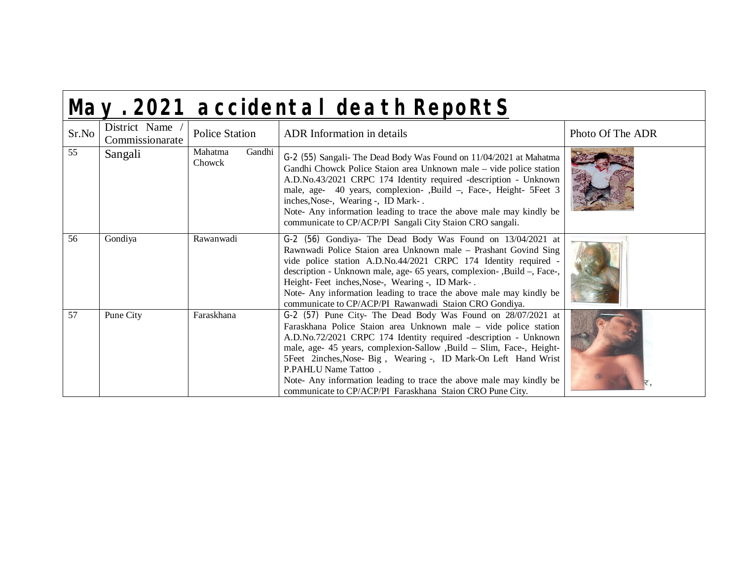# May .2021 accidental death RepoRtS

| Sr.No | District Name / Commissionerate | Police Station | ADR Information in details | Photo Of The ADR |
|---|---|---|---|---|
| 55 | Sangali | Mahatma Gandhi Chowck | G-2 (55) Sangali- The Dead Body Was Found on 11/04/2021 at Mahatma Gandhi Chowck Police Staion area Unknown male – vide police station A.D.No.43/2021 CRPC 174 Identity required -description - Unknown male, age- 40 years, complexion- ,Build –, Face-, Height- 5Feet 3 inches,Nose-, Wearing -, ID Mark- .<br>Note- Any information leading to trace the above male may kindly be communicate to CP/ACP/PI Sangali City Staion CRO sangali. | |
| 56 | Gondiya | Rawanwadi | G-2 (56) Gondiya- The Dead Body Was Found on 13/04/2021 at Rawnwadi Police Staion area Unknown male – Prashant Govind Sing vide police station A.D.No.44/2021 CRPC 174 Identity required -description - Unknown male, age- 65 years, complexion- ,Build –, Face-, Height- Feet inches,Nose-, Wearing -, ID Mark- .<br>Note- Any information leading to trace the above male may kindly be communicate to CP/ACP/PI Rawanwadi Staion CRO Gondiya. | |
| 57 | Pune City | Faraskhana | G-2 (57) Pune City- The Dead Body Was Found on 28/07/2021 at Faraskhana Police Staion area Unknown male – vide police station A.D.No.72/2021 CRPC 174 Identity required -description - Unknown male, age- 45 years, complexion-Sallow ,Build – Slim, Face-, Height- 5Feet 2inches,Nose- Big , Wearing -, ID Mark-On Left Hand Wrist P.PAHLU Name Tattoo .<br>Note- Any information leading to trace the above male may kindly be communicate to CP/ACP/PI Faraskhana Staion CRO Pune City. | |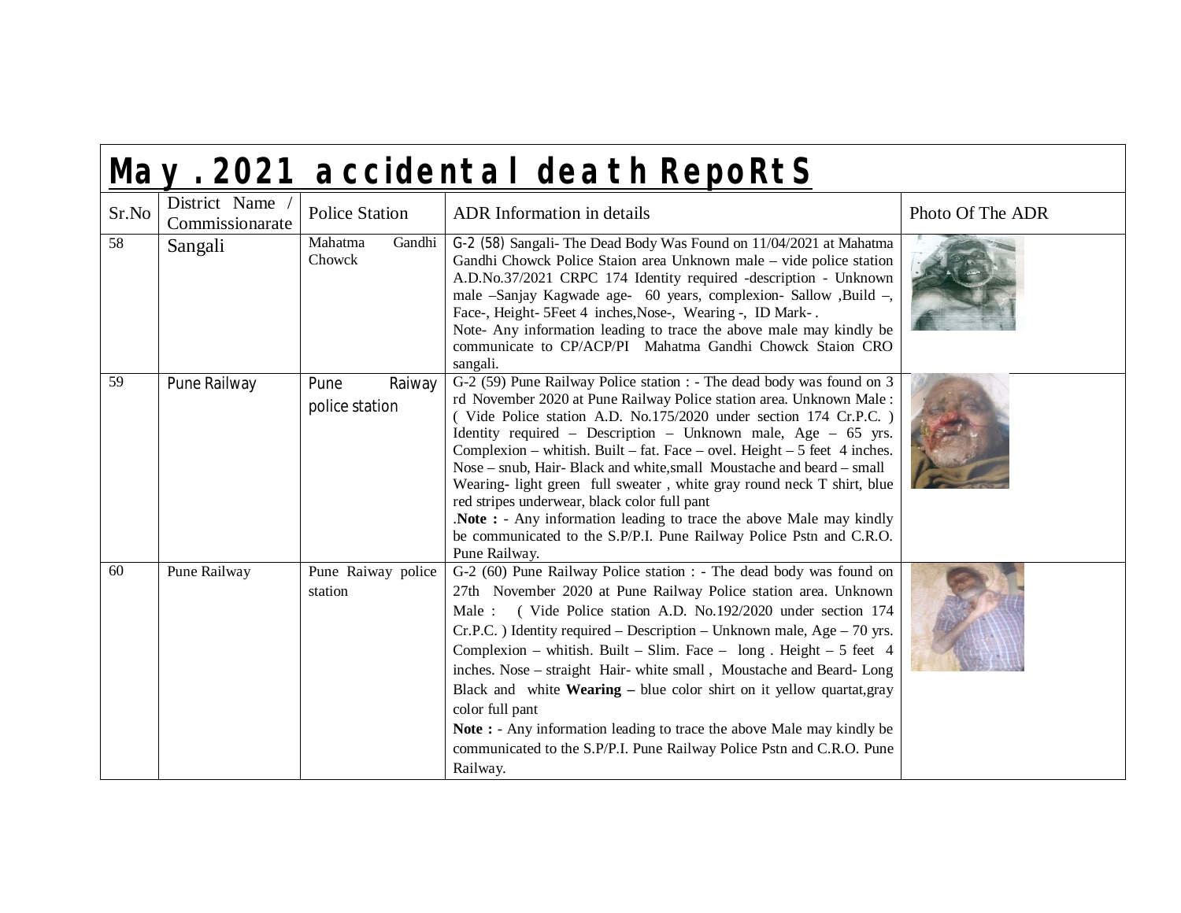# May .2021 accidental death RepoRtS

| Sr.No | District Name / Commissionarate | Police Station | ADR Information in details | Photo Of The ADR |
|---|---|---|---|---|
| 58 | Sangali | Mahatma Gandhi Chowck | G-2 (58) Sangali- The Dead Body Was Found on 11/04/2021 at Mahatma Gandhi Chowck Police Staion area Unknown male – vide police station A.D.No.37/2021 CRPC 174 Identity required -description - Unknown male –Sanjay Kagwade age- 60 years, complexion- Sallow ,Build –, Face-, Height- 5Feet 4 inches,Nose-, Wearing -, ID Mark- . Note- Any information leading to trace the above male may kindly be communicate to CP/ACP/PI Mahatma Gandhi Chowck Staion CRO sangali. | |
| 59 | Pune Railway | Pune Raiway police station | G-2 (59) Pune Railway Police station : - The dead body was found on 3 rd November 2020 at Pune Railway Police station area. Unknown Male : ( Vide Police station A.D. No.175/2020 under section 174 Cr.P.C. ) Identity required – Description – Unknown male, Age – 65 yrs. Complexion – whitish. Built – fat. Face – ovel. Height – 5 feet 4 inches. Nose – snub, Hair- Black and white,small Moustache and beard – small Wearing- light green full sweater , white gray round neck T shirt, blue red stripes underwear, black color full pant .**Note :** - Any information leading to trace the above Male may kindly be communicated to the S.P/P.I. Pune Railway Police Pstn and C.R.O. Pune Railway. | |
| 60 | Pune Railway | Pune Raiway police station | G-2 (60) Pune Railway Police station : - The dead body was found on 27th November 2020 at Pune Railway Police station area. Unknown Male : ( Vide Police station A.D. No.192/2020 under section 174 Cr.P.C. ) Identity required – Description – Unknown male, Age – 70 yrs. Complexion – whitish. Built – Slim. Face – long . Height – 5 feet 4 inches. Nose – straight Hair- white small , Moustache and Beard- Long Black and white **Wearing –** blue color shirt on it yellow quartat,gray color full pant **Note :** - Any information leading to trace the above Male may kindly be communicated to the S.P/P.I. Pune Railway Police Pstn and C.R.O. Pune Railway. | |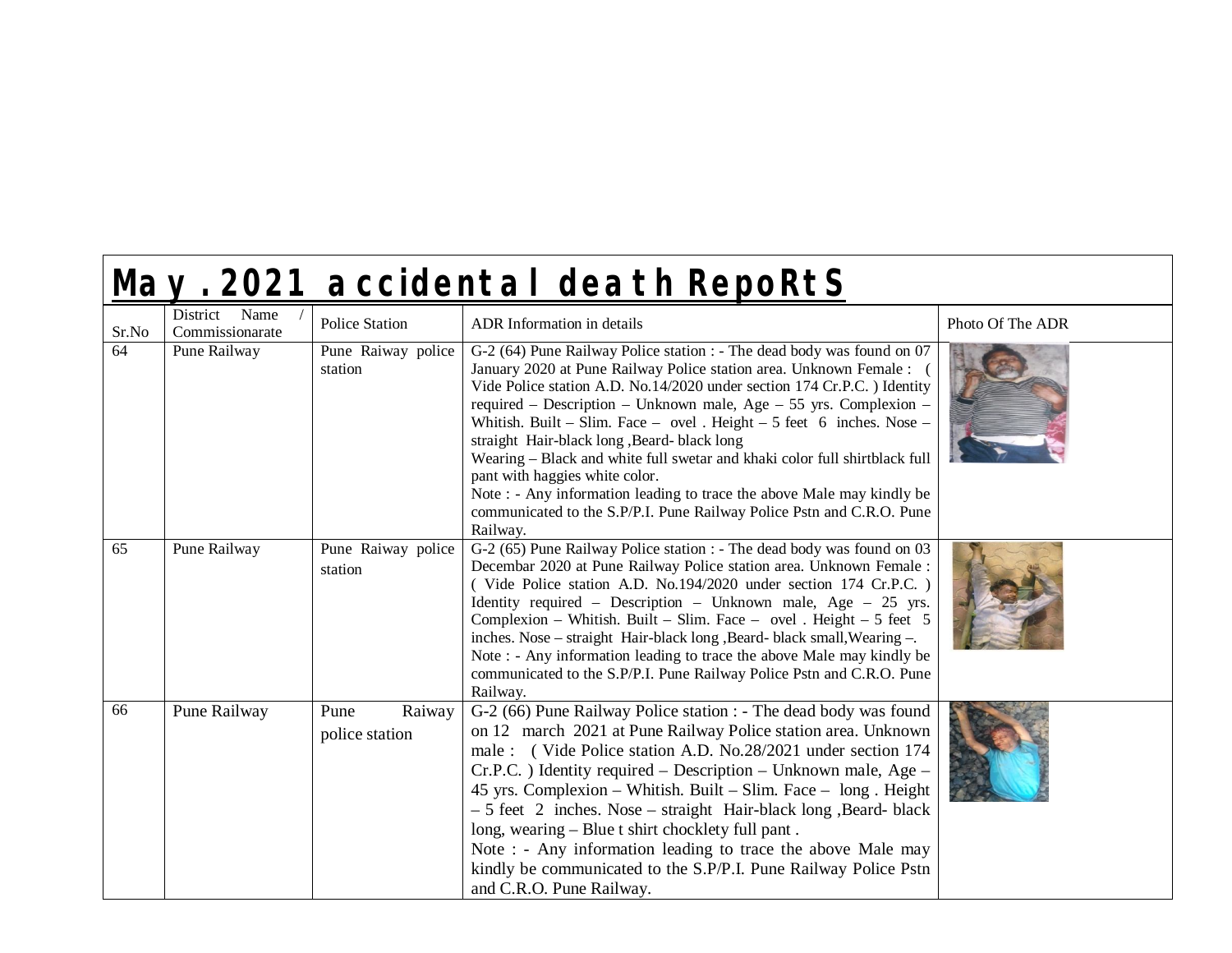# May . 2021 accidental death RepoRtS

| Sr.No | District Name / Commissionarate | Police Station | ADR Information in details | Photo Of The ADR |
|---|---|---|---|---|
| 64 | Pune Railway | Pune Raiway police station | G-2 (64) Pune Railway Police station : - The dead body was found on 07 January 2020 at Pune Railway Police station area. Unknown Female : ( Vide Police station A.D. No.14/2020 under section 174 Cr.P.C. ) Identity required – Description – Unknown male, Age – 55 yrs. Complexion – Whitish. Built – Slim. Face – ovel . Height – 5 feet 6 inches. Nose – straight Hair-black long ,Beard- black long<br>Wearing – Black and white full swetar and khaki color full shirtblack full pant with haggies white color.<br>Note : - Any information leading to trace the above Male may kindly be communicated to the S.P/P.I. Pune Railway Police Pstn and C.R.O. Pune Railway. | |
| 65 | Pune Railway | Pune Raiway police station | G-2 (65) Pune Railway Police station : - The dead body was found on 03 Decembar 2020 at Pune Railway Police station area. Unknown Female : ( Vide Police station A.D. No.194/2020 under section 174 Cr.P.C. ) Identity required – Description – Unknown male, Age – 25 yrs. Complexion – Whitish. Built – Slim. Face – ovel . Height – 5 feet 5 inches. Nose – straight Hair-black long ,Beard- black small,Wearing –.<br>Note : - Any information leading to trace the above Male may kindly be communicated to the S.P/P.I. Pune Railway Police Pstn and C.R.O. Pune Railway. | |
| 66 | Pune Railway | Pune Raiway police station | G-2 (66) Pune Railway Police station : - The dead body was found on 12 march 2021 at Pune Railway Police station area. Unknown male : ( Vide Police station A.D. No.28/2021 under section 174 Cr.P.C. ) Identity required – Description – Unknown male, Age – 45 yrs. Complexion – Whitish. Built – Slim. Face – long . Height – 5 feet 2 inches. Nose – straight Hair-black long ,Beard- black long, wearing – Blue t shirt chocklety full pant .<br>Note : - Any information leading to trace the above Male may kindly be communicated to the S.P/P.I. Pune Railway Police Pstn and C.R.O. Pune Railway. | |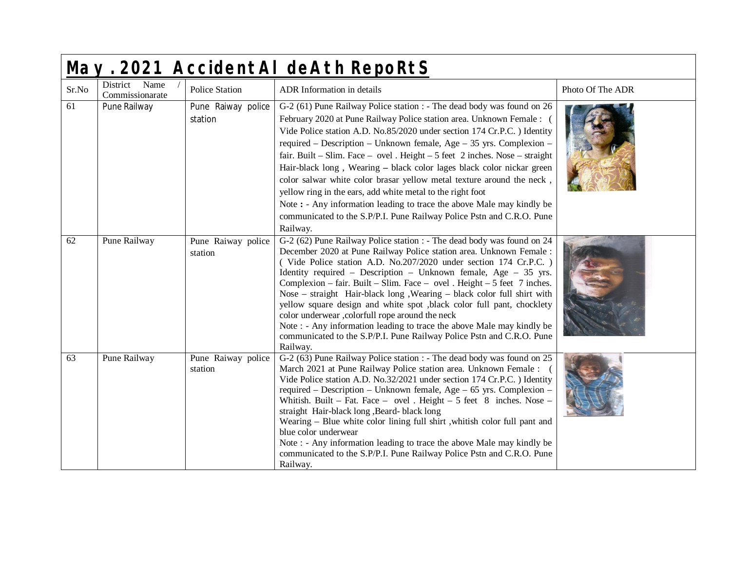| May . 2021 AccidentAl deAth RepoRtS | | | | |
|---|---|---|---|---|
| Sr.No | District Name / Commissionarate | Police Station | ADR Information in details | Photo Of The ADR |
| 61 | Pune Railway | Pune Raiway police station | G-2 (61) Pune Railway Police station : - The dead body was found on 26 February 2020 at Pune Railway Police station area. Unknown Female : ( Vide Police station A.D. No.85/2020 under section 174 Cr.P.C. ) Identity required – Description – Unknown female, Age – 35 yrs. Complexion – fair. Built – Slim. Face – ovel . Height – 5 feet 2 inches. Nose – straight Hair-black long , Wearing – black color lages black color nickar green color salwar white color brasar yellow metal texture around the neck , yellow ring in the ears, add white metal to the right foot<br>Note : - Any information leading to trace the above Male may kindly be communicated to the S.P/P.I. Pune Railway Police Pstn and C.R.O. Pune Railway. | |
| 62 | Pune Railway | Pune Raiway police station | G-2 (62) Pune Railway Police station : - The dead body was found on 24 December 2020 at Pune Railway Police station area. Unknown Female : ( Vide Police station A.D. No.207/2020 under section 174 Cr.P.C. ) Identity required – Description – Unknown female, Age – 35 yrs. Complexion – fair. Built – Slim. Face – ovel . Height – 5 feet 7 inches. Nose – straight Hair-black long ,Wearing – black color full shirt with yellow square design and white spot ,black color full pant, chocklety color underwear ,colorfull rope around the neck<br>Note : - Any information leading to trace the above Male may kindly be communicated to the S.P/P.I. Pune Railway Police Pstn and C.R.O. Pune Railway. | |
| 63 | Pune Railway | Pune Raiway police station | G-2 (63) Pune Railway Police station : - The dead body was found on 25 March 2021 at Pune Railway Police station area. Unknown Female : ( Vide Police station A.D. No.32/2021 under section 174 Cr.P.C. ) Identity required – Description – Unknown female, Age – 65 yrs. Complexion – Whitish. Built – Fat. Face – ovel . Height – 5 feet 8 inches. Nose – straight Hair-black long ,Beard- black long<br>Wearing – Blue white color lining full shirt ,whitish color full pant and blue color underwear<br>Note : - Any information leading to trace the above Male may kindly be communicated to the S.P/P.I. Pune Railway Police Pstn and C.R.O. Pune Railway. | |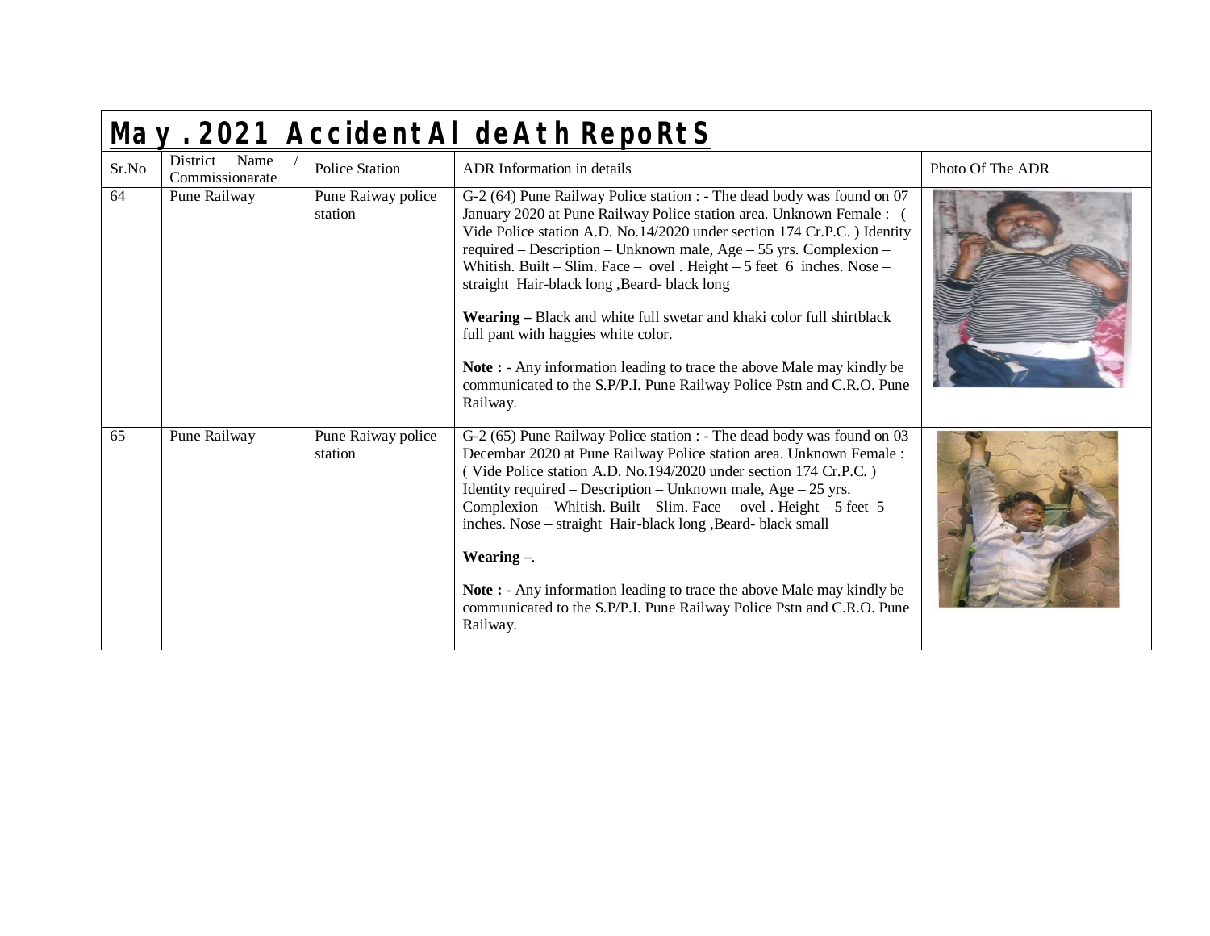## May . 2021 AccidentAl deAth RepoRtS

| Sr.No | District Name / Commissionarate | Police Station | ADR Information in details | Photo Of The ADR |
|---|---|---|---|---|
| 64 | Pune Railway | Pune Raiway police station | G-2 (64) Pune Railway Police station : - The dead body was found on 07 January 2020 at Pune Railway Police station area. Unknown Female : ( Vide Police station A.D. No.14/2020 under section 174 Cr.P.C. ) Identity required – Description – Unknown male, Age – 55 yrs. Complexion – Whitish. Built – Slim. Face – ovel . Height – 5 feet 6 inches. Nose – straight Hair-black long ,Beard- black long<br><br>**Wearing –** Black and white full swetar and khaki color full shirtblack full pant with haggies white color.<br><br>**Note :** - Any information leading to trace the above Male may kindly be communicated to the S.P/P.I. Pune Railway Police Pstn and C.R.O. Pune Railway. | |
| 65 | Pune Railway | Pune Raiway police station | G-2 (65) Pune Railway Police station : - The dead body was found on 03 Decembar 2020 at Pune Railway Police station area. Unknown Female : ( Vide Police station A.D. No.194/2020 under section 174 Cr.P.C. ) Identity required – Description – Unknown male, Age – 25 yrs. Complexion – Whitish. Built – Slim. Face – ovel . Height – 5 feet 5 inches. Nose – straight Hair-black long ,Beard- black small<br><br>**Wearing –**.<br><br>**Note :** - Any information leading to trace the above Male may kindly be communicated to the S.P/P.I. Pune Railway Police Pstn and C.R.O. Pune Railway. | |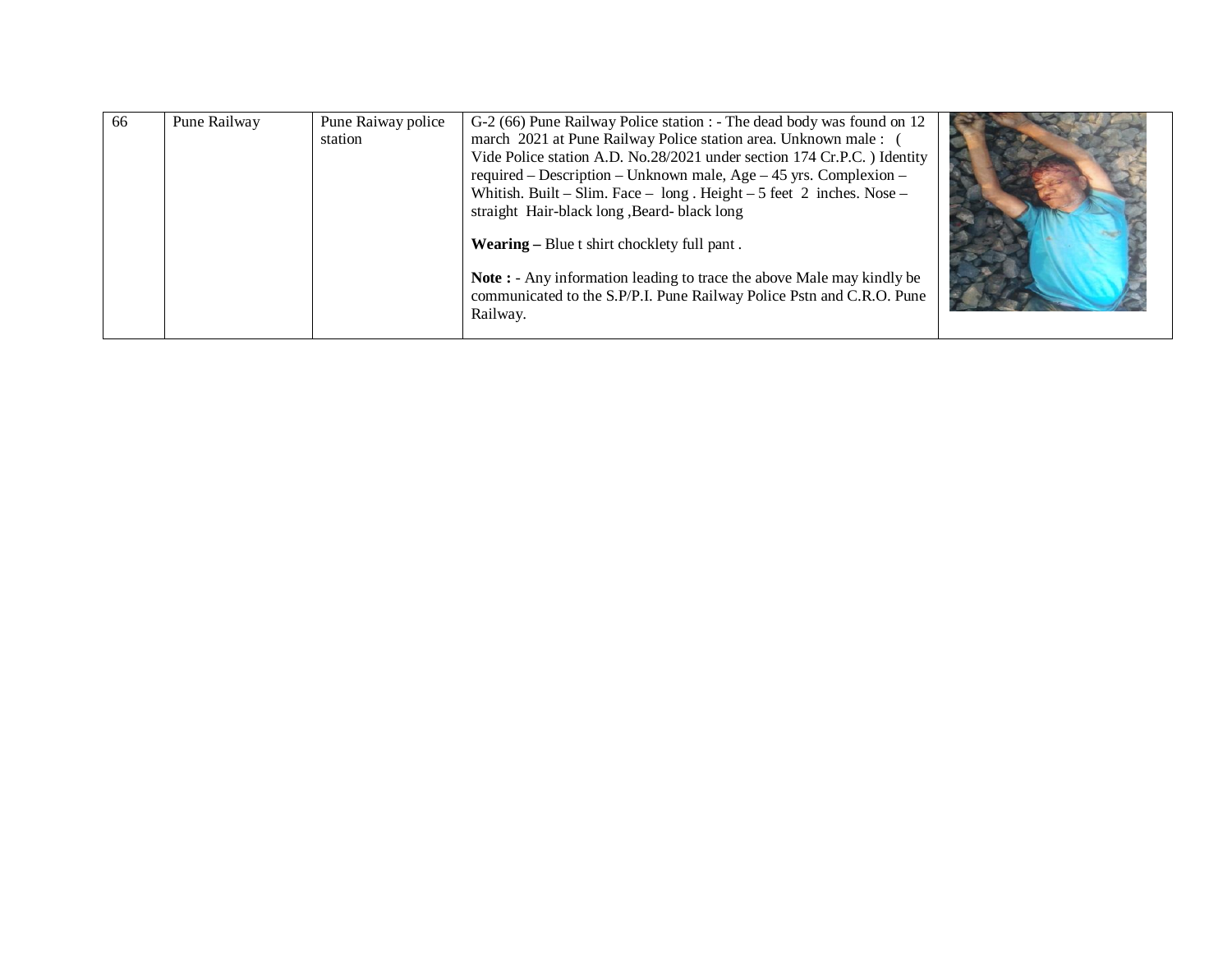| | | | | |
|---|---|---|---|---|
| 66 | Pune Railway | Pune Raiway police station | G-2 (66) Pune Railway Police station : - The dead body was found on 12 march 2021 at Pune Railway Police station area. Unknown male : ( Vide Police station A.D. No.28/2021 under section 174 Cr.P.C. ) Identity required – Description – Unknown male, Age – 45 yrs. Complexion – Whitish. Built – Slim. Face – long . Height – 5 feet 2 inches. Nose – straight Hair-black long ,Beard- black long<br><br>**Wearing –** Blue t shirt chocklety full pant .<br><br>**Note :** - Any information leading to trace the above Male may kindly be communicated to the S.P/P.I. Pune Railway Police Pstn and C.R.O. Pune Railway. | |